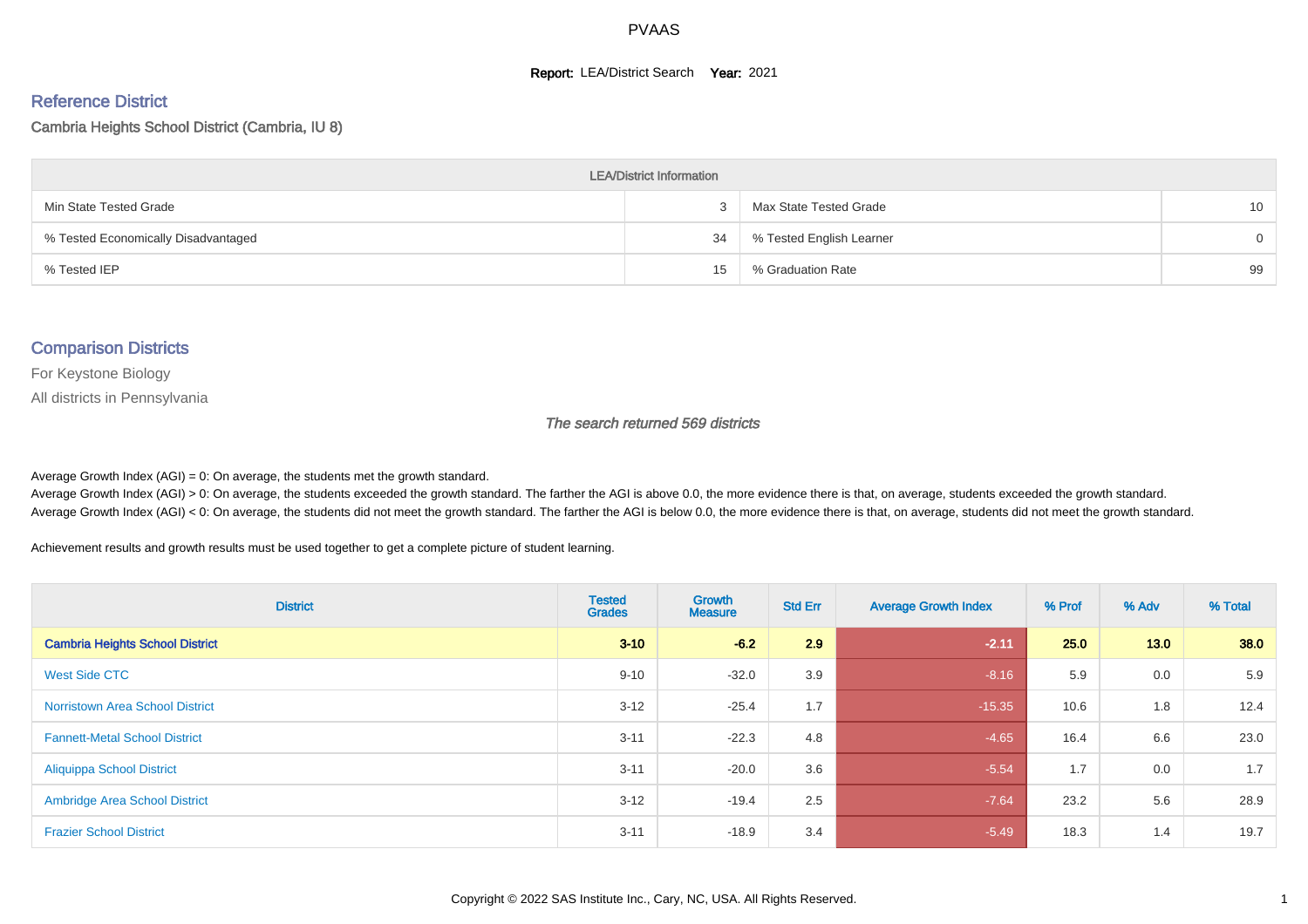# PVAAS

**Report:** LEA/District Search **Year:** 2021

## Reference District

Cambria Heights School District (Cambria, IU 8)

| LEA/District Information | | | |
|---|---|---|---|
| Min State Tested Grade | 3 | Max State Tested Grade | 10 |
| % Tested Economically Disadvantaged | 34 | % Tested English Learner | 0 |
| % Tested IEP | 15 | % Graduation Rate | 99 |

## Comparison Districts

For Keystone Biology

All districts in Pennsylvania

*The search returned 569 districts*

Average Growth Index (AGI) = 0: On average, the students met the growth standard.
Average Growth Index (AGI) > 0: On average, the students exceeded the growth standard. The farther the AGI is above 0.0, the more evidence there is that, on average, students exceeded the growth standard.
Average Growth Index (AGI) < 0: On average, the students did not meet the growth standard. The farther the AGI is below 0.0, the more evidence there is that, on average, students did not meet the growth standard.

Achievement results and growth results must be used together to get a complete picture of student learning.

| District | Tested Grades | Growth Measure | Std Err | Average Growth Index | % Prof | % Adv | % Total |
|---|---|---|---|---|---|---|---|
| **Cambria Heights School District** | **3-10** | **-6.2** | **2.9** | **-2.11** | **25.0** | **13.0** | **38.0** |
| West Side CTC | 9-10 | -32.0 | 3.9 | -8.16 | 5.9 | 0.0 | 5.9 |
| Norristown Area School District | 3-12 | -25.4 | 1.7 | -15.35 | 10.6 | 1.8 | 12.4 |
| Fannett-Metal School District | 3-11 | -22.3 | 4.8 | -4.65 | 16.4 | 6.6 | 23.0 |
| Aliquippa School District | 3-11 | -20.0 | 3.6 | -5.54 | 1.7 | 0.0 | 1.7 |
| Ambridge Area School District | 3-12 | -19.4 | 2.5 | -7.64 | 23.2 | 5.6 | 28.9 |
| Frazier School District | 3-11 | -18.9 | 3.4 | -5.49 | 18.3 | 1.4 | 19.7 |

Copyright © 2022 SAS Institute Inc., Cary, NC, USA. All Rights Reserved.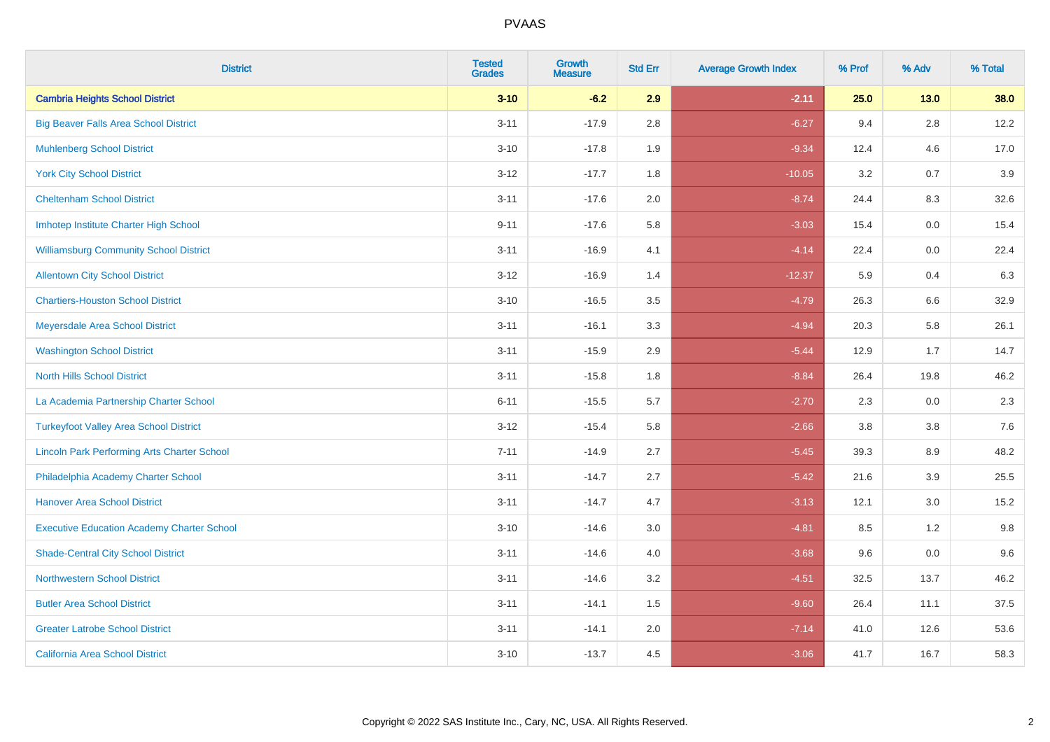# PVAAS

| District | Tested Grades | Growth Measure | Std Err | Average Growth Index | % Prof | % Adv | % Total |
|---|---|---|---|---|---|---|---|
| **Cambria Heights School District** | **3-10** | **-6.2** | **2.9** | **-2.11** | **25.0** | **13.0** | **38.0** |
| Big Beaver Falls Area School District | 3-11 | -17.9 | 2.8 | -6.27 | 9.4 | 2.8 | 12.2 |
| Muhlenberg School District | 3-10 | -17.8 | 1.9 | -9.34 | 12.4 | 4.6 | 17.0 |
| York City School District | 3-12 | -17.7 | 1.8 | -10.05 | 3.2 | 0.7 | 3.9 |
| Cheltenham School District | 3-11 | -17.6 | 2.0 | -8.74 | 24.4 | 8.3 | 32.6 |
| Imhotep Institute Charter High School | 9-11 | -17.6 | 5.8 | -3.03 | 15.4 | 0.0 | 15.4 |
| Williamsburg Community School District | 3-11 | -16.9 | 4.1 | -4.14 | 22.4 | 0.0 | 22.4 |
| Allentown City School District | 3-12 | -16.9 | 1.4 | -12.37 | 5.9 | 0.4 | 6.3 |
| Chartiers-Houston School District | 3-10 | -16.5 | 3.5 | -4.79 | 26.3 | 6.6 | 32.9 |
| Meyersdale Area School District | 3-11 | -16.1 | 3.3 | -4.94 | 20.3 | 5.8 | 26.1 |
| Washington School District | 3-11 | -15.9 | 2.9 | -5.44 | 12.9 | 1.7 | 14.7 |
| North Hills School District | 3-11 | -15.8 | 1.8 | -8.84 | 26.4 | 19.8 | 46.2 |
| La Academia Partnership Charter School | 6-11 | -15.5 | 5.7 | -2.70 | 2.3 | 0.0 | 2.3 |
| Turkeyfoot Valley Area School District | 3-12 | -15.4 | 5.8 | -2.66 | 3.8 | 3.8 | 7.6 |
| Lincoln Park Performing Arts Charter School | 7-11 | -14.9 | 2.7 | -5.45 | 39.3 | 8.9 | 48.2 |
| Philadelphia Academy Charter School | 3-11 | -14.7 | 2.7 | -5.42 | 21.6 | 3.9 | 25.5 |
| Hanover Area School District | 3-11 | -14.7 | 4.7 | -3.13 | 12.1 | 3.0 | 15.2 |
| Executive Education Academy Charter School | 3-10 | -14.6 | 3.0 | -4.81 | 8.5 | 1.2 | 9.8 |
| Shade-Central City School District | 3-11 | -14.6 | 4.0 | -3.68 | 9.6 | 0.0 | 9.6 |
| Northwestern School District | 3-11 | -14.6 | 3.2 | -4.51 | 32.5 | 13.7 | 46.2 |
| Butler Area School District | 3-11 | -14.1 | 1.5 | -9.60 | 26.4 | 11.1 | 37.5 |
| Greater Latrobe School District | 3-11 | -14.1 | 2.0 | -7.14 | 41.0 | 12.6 | 53.6 |
| California Area School District | 3-10 | -13.7 | 4.5 | -3.06 | 41.7 | 16.7 | 58.3 |

Copyright © 2022 SAS Institute Inc., Cary, NC, USA. All Rights Reserved.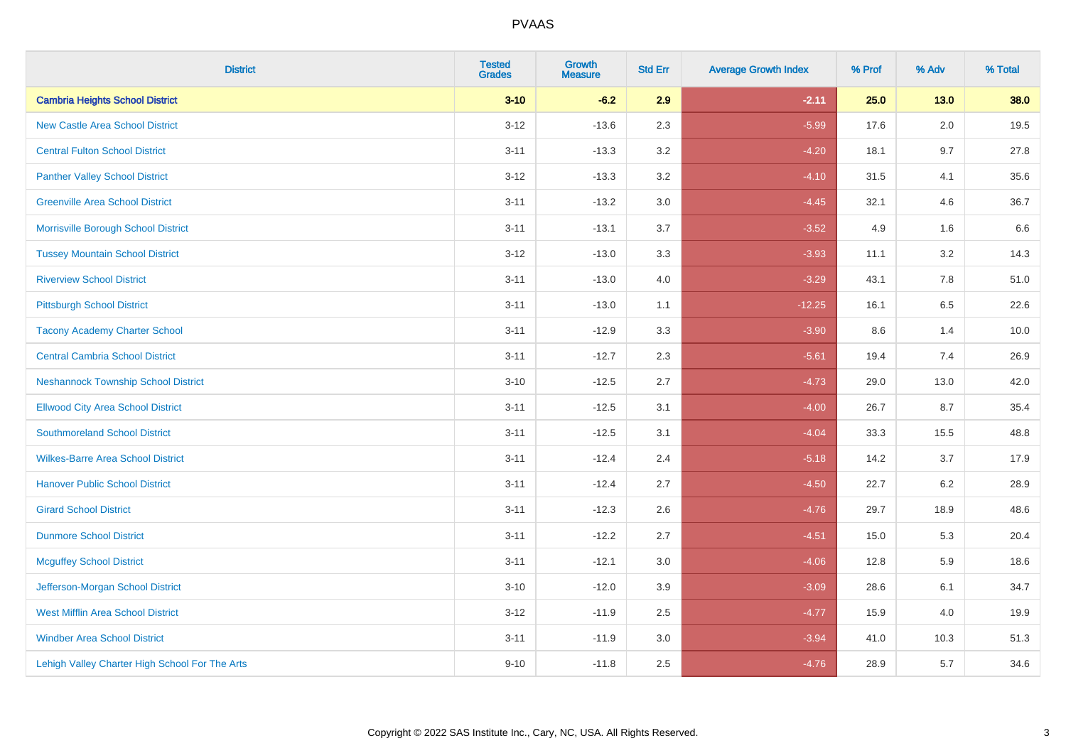| District | Tested Grades | Growth Measure | Std Err | Average Growth Index | % Prof | % Adv | % Total |
|---|---|---|---|---|---|---|---|
| **Cambria Heights School District** | **3-10** | **-6.2** | **2.9** | **-2.11** | **25.0** | **13.0** | **38.0** |
| New Castle Area School District | 3-12 | -13.6 | 2.3 | -5.99 | 17.6 | 2.0 | 19.5 |
| Central Fulton School District | 3-11 | -13.3 | 3.2 | -4.20 | 18.1 | 9.7 | 27.8 |
| Panther Valley School District | 3-12 | -13.3 | 3.2 | -4.10 | 31.5 | 4.1 | 35.6 |
| Greenville Area School District | 3-11 | -13.2 | 3.0 | -4.45 | 32.1 | 4.6 | 36.7 |
| Morrisville Borough School District | 3-11 | -13.1 | 3.7 | -3.52 | 4.9 | 1.6 | 6.6 |
| Tussey Mountain School District | 3-12 | -13.0 | 3.3 | -3.93 | 11.1 | 3.2 | 14.3 |
| Riverview School District | 3-11 | -13.0 | 4.0 | -3.29 | 43.1 | 7.8 | 51.0 |
| Pittsburgh School District | 3-11 | -13.0 | 1.1 | -12.25 | 16.1 | 6.5 | 22.6 |
| Tacony Academy Charter School | 3-11 | -12.9 | 3.3 | -3.90 | 8.6 | 1.4 | 10.0 |
| Central Cambria School District | 3-11 | -12.7 | 2.3 | -5.61 | 19.4 | 7.4 | 26.9 |
| Neshannock Township School District | 3-10 | -12.5 | 2.7 | -4.73 | 29.0 | 13.0 | 42.0 |
| Ellwood City Area School District | 3-11 | -12.5 | 3.1 | -4.00 | 26.7 | 8.7 | 35.4 |
| Southmoreland School District | 3-11 | -12.5 | 3.1 | -4.04 | 33.3 | 15.5 | 48.8 |
| Wilkes-Barre Area School District | 3-11 | -12.4 | 2.4 | -5.18 | 14.2 | 3.7 | 17.9 |
| Hanover Public School District | 3-11 | -12.4 | 2.7 | -4.50 | 22.7 | 6.2 | 28.9 |
| Girard School District | 3-11 | -12.3 | 2.6 | -4.76 | 29.7 | 18.9 | 48.6 |
| Dunmore School District | 3-11 | -12.2 | 2.7 | -4.51 | 15.0 | 5.3 | 20.4 |
| Mcguffey School District | 3-11 | -12.1 | 3.0 | -4.06 | 12.8 | 5.9 | 18.6 |
| Jefferson-Morgan School District | 3-10 | -12.0 | 3.9 | -3.09 | 28.6 | 6.1 | 34.7 |
| West Mifflin Area School District | 3-12 | -11.9 | 2.5 | -4.77 | 15.9 | 4.0 | 19.9 |
| Windber Area School District | 3-11 | -11.9 | 3.0 | -3.94 | 41.0 | 10.3 | 51.3 |
| Lehigh Valley Charter High School For The Arts | 9-10 | -11.8 | 2.5 | -4.76 | 28.9 | 5.7 | 34.6 |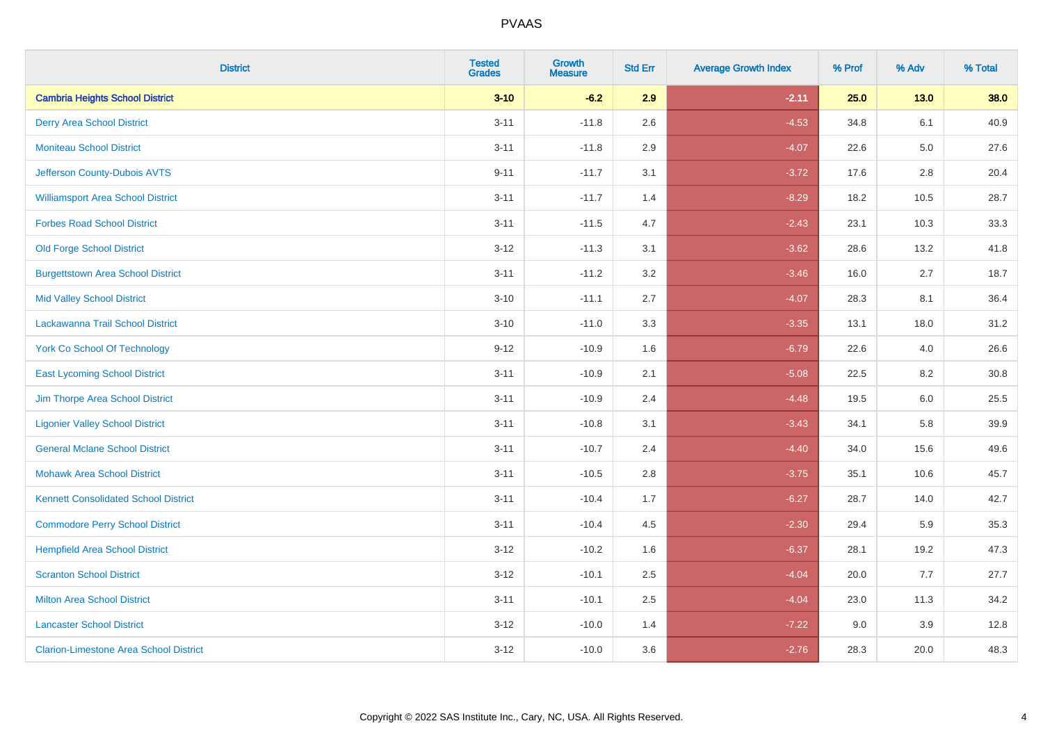| District | Tested Grades | Growth Measure | Std Err | Average Growth Index | % Prof | % Adv | % Total |
|---|---|---|---|---|---|---|---|
| **Cambria Heights School District** | **3-10** | **-6.2** | **2.9** | **-2.11** | **25.0** | **13.0** | **38.0** |
| Derry Area School District | 3-11 | -11.8 | 2.6 | -4.53 | 34.8 | 6.1 | 40.9 |
| Moniteau School District | 3-11 | -11.8 | 2.9 | -4.07 | 22.6 | 5.0 | 27.6 |
| Jefferson County-Dubois AVTS | 9-11 | -11.7 | 3.1 | -3.72 | 17.6 | 2.8 | 20.4 |
| Williamsport Area School District | 3-11 | -11.7 | 1.4 | -8.29 | 18.2 | 10.5 | 28.7 |
| Forbes Road School District | 3-11 | -11.5 | 4.7 | -2.43 | 23.1 | 10.3 | 33.3 |
| Old Forge School District | 3-12 | -11.3 | 3.1 | -3.62 | 28.6 | 13.2 | 41.8 |
| Burgettstown Area School District | 3-11 | -11.2 | 3.2 | -3.46 | 16.0 | 2.7 | 18.7 |
| Mid Valley School District | 3-10 | -11.1 | 2.7 | -4.07 | 28.3 | 8.1 | 36.4 |
| Lackawanna Trail School District | 3-10 | -11.0 | 3.3 | -3.35 | 13.1 | 18.0 | 31.2 |
| York Co School Of Technology | 9-12 | -10.9 | 1.6 | -6.79 | 22.6 | 4.0 | 26.6 |
| East Lycoming School District | 3-11 | -10.9 | 2.1 | -5.08 | 22.5 | 8.2 | 30.8 |
| Jim Thorpe Area School District | 3-11 | -10.9 | 2.4 | -4.48 | 19.5 | 6.0 | 25.5 |
| Ligonier Valley School District | 3-11 | -10.8 | 3.1 | -3.43 | 34.1 | 5.8 | 39.9 |
| General Mclane School District | 3-11 | -10.7 | 2.4 | -4.40 | 34.0 | 15.6 | 49.6 |
| Mohawk Area School District | 3-11 | -10.5 | 2.8 | -3.75 | 35.1 | 10.6 | 45.7 |
| Kennett Consolidated School District | 3-11 | -10.4 | 1.7 | -6.27 | 28.7 | 14.0 | 42.7 |
| Commodore Perry School District | 3-11 | -10.4 | 4.5 | -2.30 | 29.4 | 5.9 | 35.3 |
| Hempfield Area School District | 3-12 | -10.2 | 1.6 | -6.37 | 28.1 | 19.2 | 47.3 |
| Scranton School District | 3-12 | -10.1 | 2.5 | -4.04 | 20.0 | 7.7 | 27.7 |
| Milton Area School District | 3-11 | -10.1 | 2.5 | -4.04 | 23.0 | 11.3 | 34.2 |
| Lancaster School District | 3-12 | -10.0 | 1.4 | -7.22 | 9.0 | 3.9 | 12.8 |
| Clarion-Limestone Area School District | 3-12 | -10.0 | 3.6 | -2.76 | 28.3 | 20.0 | 48.3 |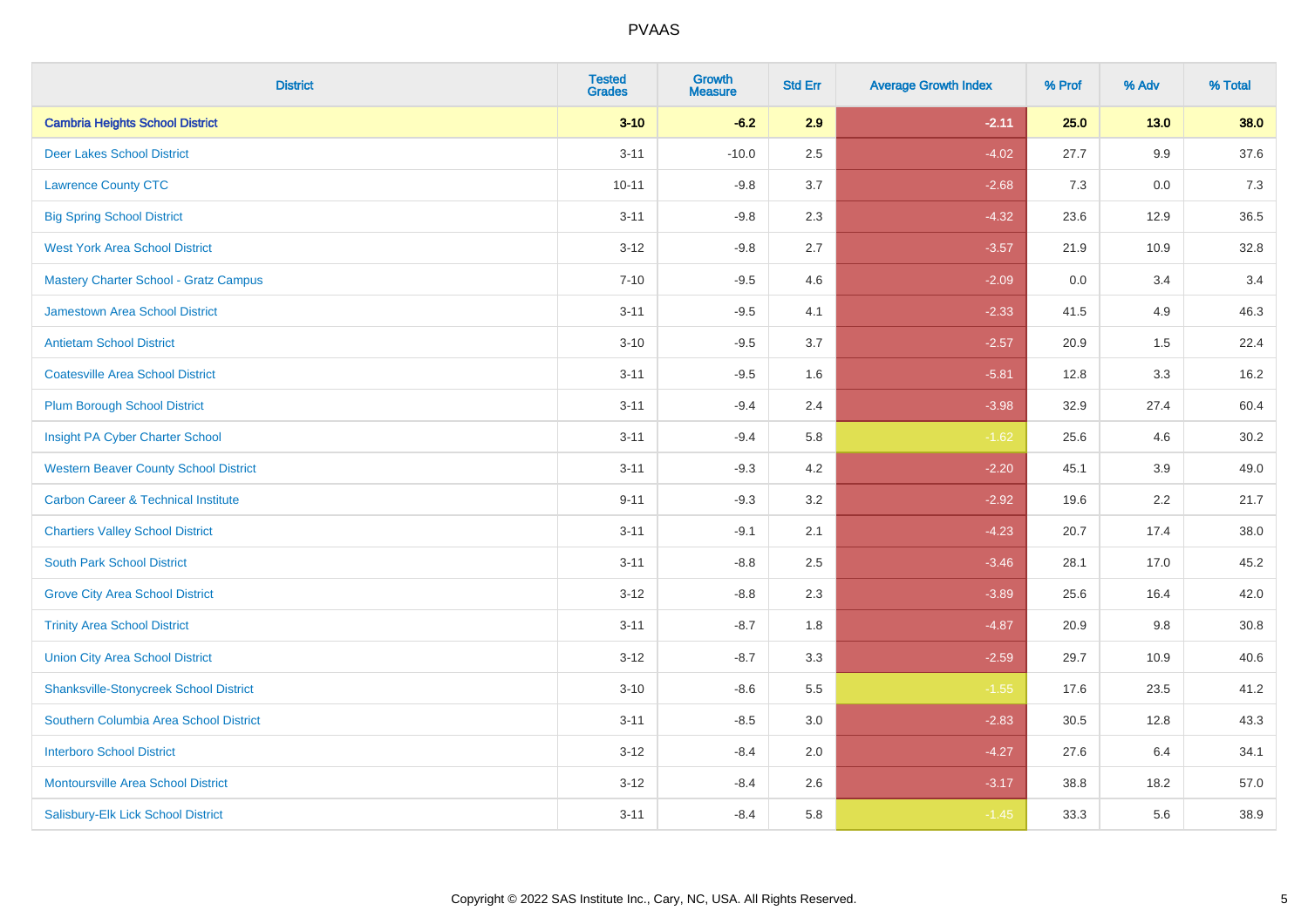| District | Tested Grades | Growth Measure | Std Err | Average Growth Index | % Prof | % Adv | % Total |
|---|---|---|---|---|---|---|---|
| **Cambria Heights School District** | **3-10** | **-6.2** | **2.9** | **-2.11** | **25.0** | **13.0** | **38.0** |
| Deer Lakes School District | 3-11 | -10.0 | 2.5 | -4.02 | 27.7 | 9.9 | 37.6 |
| Lawrence County CTC | 10-11 | -9.8 | 3.7 | -2.68 | 7.3 | 0.0 | 7.3 |
| Big Spring School District | 3-11 | -9.8 | 2.3 | -4.32 | 23.6 | 12.9 | 36.5 |
| West York Area School District | 3-12 | -9.8 | 2.7 | -3.57 | 21.9 | 10.9 | 32.8 |
| Mastery Charter School - Gratz Campus | 7-10 | -9.5 | 4.6 | -2.09 | 0.0 | 3.4 | 3.4 |
| Jamestown Area School District | 3-11 | -9.5 | 4.1 | -2.33 | 41.5 | 4.9 | 46.3 |
| Antietam School District | 3-10 | -9.5 | 3.7 | -2.57 | 20.9 | 1.5 | 22.4 |
| Coatesville Area School District | 3-11 | -9.5 | 1.6 | -5.81 | 12.8 | 3.3 | 16.2 |
| Plum Borough School District | 3-11 | -9.4 | 2.4 | -3.98 | 32.9 | 27.4 | 60.4 |
| Insight PA Cyber Charter School | 3-11 | -9.4 | 5.8 | -1.62 | 25.6 | 4.6 | 30.2 |
| Western Beaver County School District | 3-11 | -9.3 | 4.2 | -2.20 | 45.1 | 3.9 | 49.0 |
| Carbon Career & Technical Institute | 9-11 | -9.3 | 3.2 | -2.92 | 19.6 | 2.2 | 21.7 |
| Chartiers Valley School District | 3-11 | -9.1 | 2.1 | -4.23 | 20.7 | 17.4 | 38.0 |
| South Park School District | 3-11 | -8.8 | 2.5 | -3.46 | 28.1 | 17.0 | 45.2 |
| Grove City Area School District | 3-12 | -8.8 | 2.3 | -3.89 | 25.6 | 16.4 | 42.0 |
| Trinity Area School District | 3-11 | -8.7 | 1.8 | -4.87 | 20.9 | 9.8 | 30.8 |
| Union City Area School District | 3-12 | -8.7 | 3.3 | -2.59 | 29.7 | 10.9 | 40.6 |
| Shanksville-Stonycreek School District | 3-10 | -8.6 | 5.5 | -1.55 | 17.6 | 23.5 | 41.2 |
| Southern Columbia Area School District | 3-11 | -8.5 | 3.0 | -2.83 | 30.5 | 12.8 | 43.3 |
| Interboro School District | 3-12 | -8.4 | 2.0 | -4.27 | 27.6 | 6.4 | 34.1 |
| Montoursville Area School District | 3-12 | -8.4 | 2.6 | -3.17 | 38.8 | 18.2 | 57.0 |
| Salisbury-Elk Lick School District | 3-11 | -8.4 | 5.8 | -1.45 | 33.3 | 5.6 | 38.9 |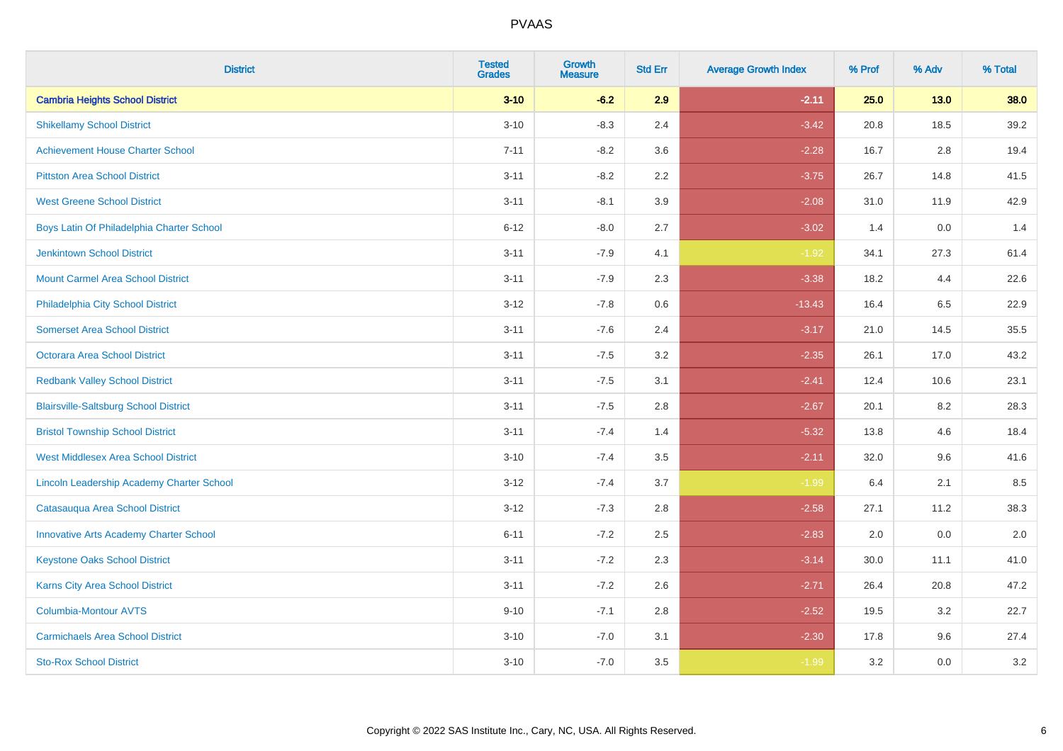| District | Tested Grades | Growth Measure | Std Err | Average Growth Index | % Prof | % Adv | % Total |
|---|---|---|---|---|---|---|---|
| **Cambria Heights School District** | **3-10** | **-6.2** | **2.9** | **-2.11** | **25.0** | **13.0** | **38.0** |
| Shikellamy School District | 3-10 | -8.3 | 2.4 | -3.42 | 20.8 | 18.5 | 39.2 |
| Achievement House Charter School | 7-11 | -8.2 | 3.6 | -2.28 | 16.7 | 2.8 | 19.4 |
| Pittston Area School District | 3-11 | -8.2 | 2.2 | -3.75 | 26.7 | 14.8 | 41.5 |
| West Greene School District | 3-11 | -8.1 | 3.9 | -2.08 | 31.0 | 11.9 | 42.9 |
| Boys Latin Of Philadelphia Charter School | 6-12 | -8.0 | 2.7 | -3.02 | 1.4 | 0.0 | 1.4 |
| Jenkintown School District | 3-11 | -7.9 | 4.1 | -1.92 | 34.1 | 27.3 | 61.4 |
| Mount Carmel Area School District | 3-11 | -7.9 | 2.3 | -3.38 | 18.2 | 4.4 | 22.6 |
| Philadelphia City School District | 3-12 | -7.8 | 0.6 | -13.43 | 16.4 | 6.5 | 22.9 |
| Somerset Area School District | 3-11 | -7.6 | 2.4 | -3.17 | 21.0 | 14.5 | 35.5 |
| Octorara Area School District | 3-11 | -7.5 | 3.2 | -2.35 | 26.1 | 17.0 | 43.2 |
| Redbank Valley School District | 3-11 | -7.5 | 3.1 | -2.41 | 12.4 | 10.6 | 23.1 |
| Blairsville-Saltsburg School District | 3-11 | -7.5 | 2.8 | -2.67 | 20.1 | 8.2 | 28.3 |
| Bristol Township School District | 3-11 | -7.4 | 1.4 | -5.32 | 13.8 | 4.6 | 18.4 |
| West Middlesex Area School District | 3-10 | -7.4 | 3.5 | -2.11 | 32.0 | 9.6 | 41.6 |
| Lincoln Leadership Academy Charter School | 3-12 | -7.4 | 3.7 | -1.99 | 6.4 | 2.1 | 8.5 |
| Catasauqua Area School District | 3-12 | -7.3 | 2.8 | -2.58 | 27.1 | 11.2 | 38.3 |
| Innovative Arts Academy Charter School | 6-11 | -7.2 | 2.5 | -2.83 | 2.0 | 0.0 | 2.0 |
| Keystone Oaks School District | 3-11 | -7.2 | 2.3 | -3.14 | 30.0 | 11.1 | 41.0 |
| Karns City Area School District | 3-11 | -7.2 | 2.6 | -2.71 | 26.4 | 20.8 | 47.2 |
| Columbia-Montour AVTS | 9-10 | -7.1 | 2.8 | -2.52 | 19.5 | 3.2 | 22.7 |
| Carmichaels Area School District | 3-10 | -7.0 | 3.1 | -2.30 | 17.8 | 9.6 | 27.4 |
| Sto-Rox School District | 3-10 | -7.0 | 3.5 | -1.99 | 3.2 | 0.0 | 3.2 |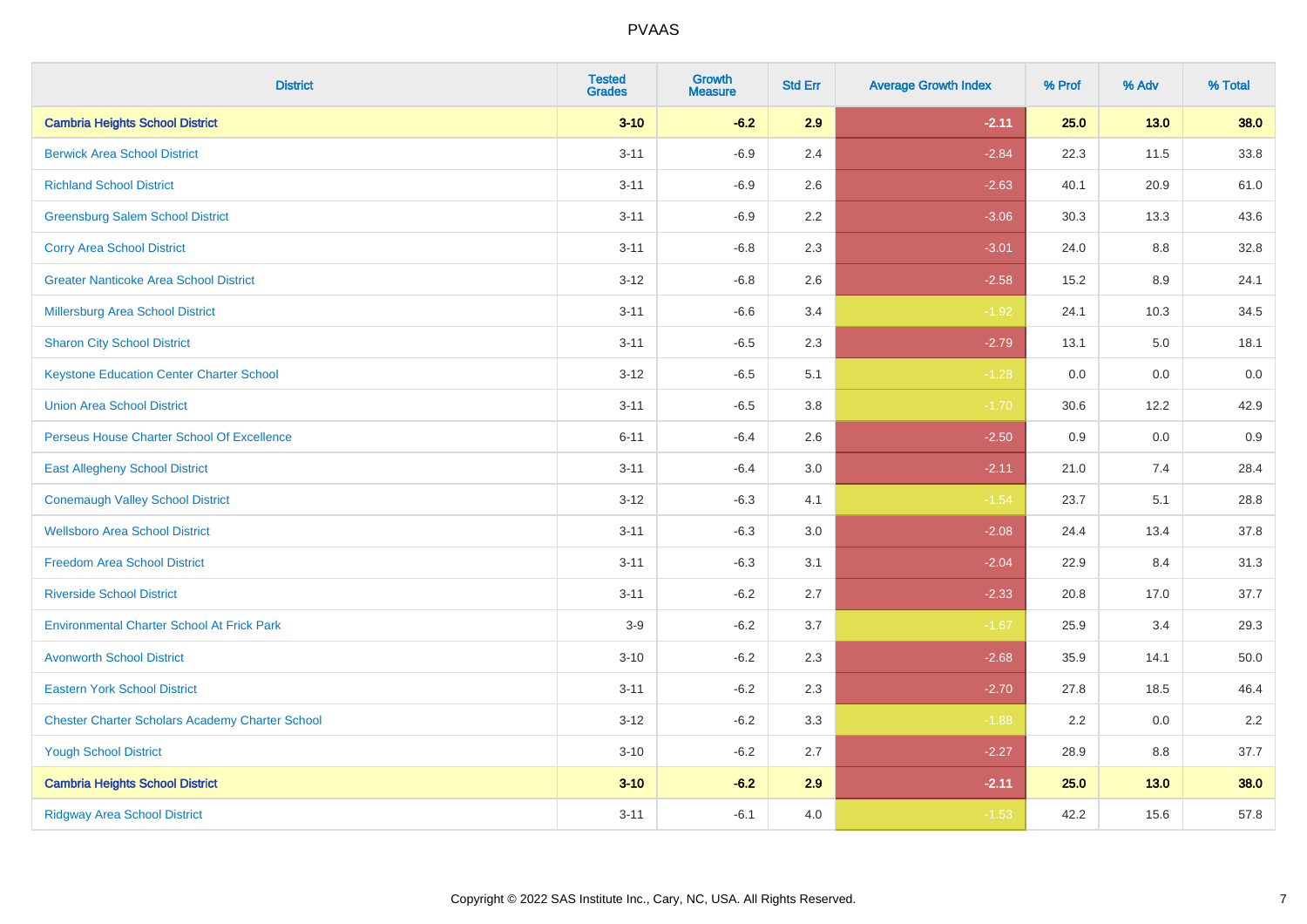| District | Tested Grades | Growth Measure | Std Err | Average Growth Index | % Prof | % Adv | % Total |
|---|---|---|---|---|---|---|---|
| **Cambria Heights School District** | **3-10** | **-6.2** | **2.9** | **-2.11** | **25.0** | **13.0** | **38.0** |
| Berwick Area School District | 3-11 | -6.9 | 2.4 | -2.84 | 22.3 | 11.5 | 33.8 |
| Richland School District | 3-11 | -6.9 | 2.6 | -2.63 | 40.1 | 20.9 | 61.0 |
| Greensburg Salem School District | 3-11 | -6.9 | 2.2 | -3.06 | 30.3 | 13.3 | 43.6 |
| Corry Area School District | 3-11 | -6.8 | 2.3 | -3.01 | 24.0 | 8.8 | 32.8 |
| Greater Nanticoke Area School District | 3-12 | -6.8 | 2.6 | -2.58 | 15.2 | 8.9 | 24.1 |
| Millersburg Area School District | 3-11 | -6.6 | 3.4 | -1.92 | 24.1 | 10.3 | 34.5 |
| Sharon City School District | 3-11 | -6.5 | 2.3 | -2.79 | 13.1 | 5.0 | 18.1 |
| Keystone Education Center Charter School | 3-12 | -6.5 | 5.1 | -1.28 | 0.0 | 0.0 | 0.0 |
| Union Area School District | 3-11 | -6.5 | 3.8 | -1.70 | 30.6 | 12.2 | 42.9 |
| Perseus House Charter School Of Excellence | 6-11 | -6.4 | 2.6 | -2.50 | 0.9 | 0.0 | 0.9 |
| East Allegheny School District | 3-11 | -6.4 | 3.0 | -2.11 | 21.0 | 7.4 | 28.4 |
| Conemaugh Valley School District | 3-12 | -6.3 | 4.1 | -1.54 | 23.7 | 5.1 | 28.8 |
| Wellsboro Area School District | 3-11 | -6.3 | 3.0 | -2.08 | 24.4 | 13.4 | 37.8 |
| Freedom Area School District | 3-11 | -6.3 | 3.1 | -2.04 | 22.9 | 8.4 | 31.3 |
| Riverside School District | 3-11 | -6.2 | 2.7 | -2.33 | 20.8 | 17.0 | 37.7 |
| Environmental Charter School At Frick Park | 3-9 | -6.2 | 3.7 | -1.67 | 25.9 | 3.4 | 29.3 |
| Avonworth School District | 3-10 | -6.2 | 2.3 | -2.68 | 35.9 | 14.1 | 50.0 |
| Eastern York School District | 3-11 | -6.2 | 2.3 | -2.70 | 27.8 | 18.5 | 46.4 |
| Chester Charter Scholars Academy Charter School | 3-12 | -6.2 | 3.3 | -1.88 | 2.2 | 0.0 | 2.2 |
| Yough School District | 3-10 | -6.2 | 2.7 | -2.27 | 28.9 | 8.8 | 37.7 |
| **Cambria Heights School District** | **3-10** | **-6.2** | **2.9** | **-2.11** | **25.0** | **13.0** | **38.0** |
| Ridgway Area School District | 3-11 | -6.1 | 4.0 | -1.53 | 42.2 | 15.6 | 57.8 |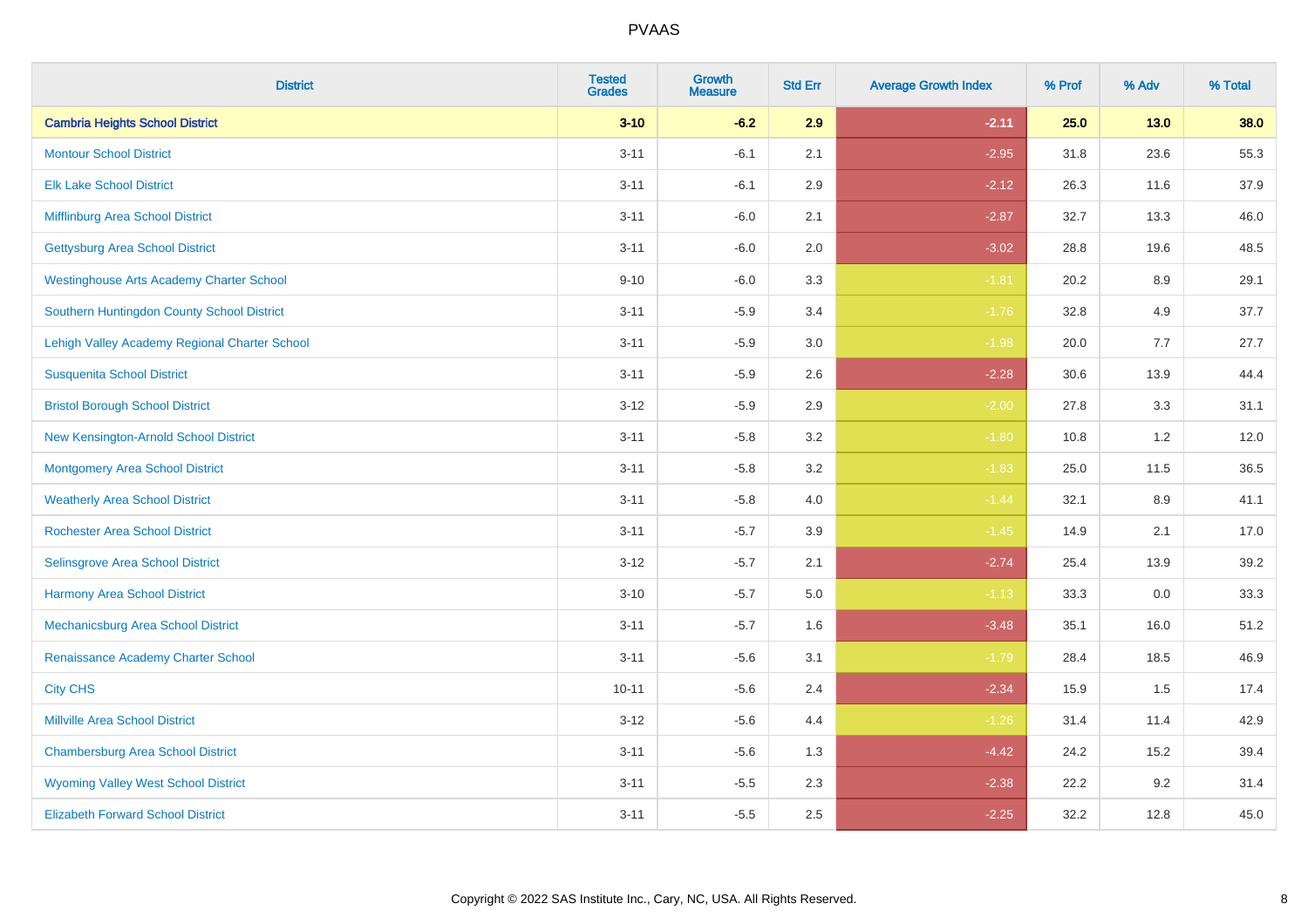# PVAAS

| District | Tested Grades | Growth Measure | Std Err | Average Growth Index | % Prof | % Adv | % Total |
|---|---|---|---|---|---|---|---|
| **Cambria Heights School District** | **3-10** | **-6.2** | **2.9** | **-2.11** | **25.0** | **13.0** | **38.0** |
| Montour School District | 3-11 | -6.1 | 2.1 | -2.95 | 31.8 | 23.6 | 55.3 |
| Elk Lake School District | 3-11 | -6.1 | 2.9 | -2.12 | 26.3 | 11.6 | 37.9 |
| Mifflinburg Area School District | 3-11 | -6.0 | 2.1 | -2.87 | 32.7 | 13.3 | 46.0 |
| Gettysburg Area School District | 3-11 | -6.0 | 2.0 | -3.02 | 28.8 | 19.6 | 48.5 |
| Westinghouse Arts Academy Charter School | 9-10 | -6.0 | 3.3 | -1.81 | 20.2 | 8.9 | 29.1 |
| Southern Huntingdon County School District | 3-11 | -5.9 | 3.4 | -1.76 | 32.8 | 4.9 | 37.7 |
| Lehigh Valley Academy Regional Charter School | 3-11 | -5.9 | 3.0 | -1.98 | 20.0 | 7.7 | 27.7 |
| Susquenita School District | 3-11 | -5.9 | 2.6 | -2.28 | 30.6 | 13.9 | 44.4 |
| Bristol Borough School District | 3-12 | -5.9 | 2.9 | -2.00 | 27.8 | 3.3 | 31.1 |
| New Kensington-Arnold School District | 3-11 | -5.8 | 3.2 | -1.80 | 10.8 | 1.2 | 12.0 |
| Montgomery Area School District | 3-11 | -5.8 | 3.2 | -1.83 | 25.0 | 11.5 | 36.5 |
| Weatherly Area School District | 3-11 | -5.8 | 4.0 | -1.44 | 32.1 | 8.9 | 41.1 |
| Rochester Area School District | 3-11 | -5.7 | 3.9 | -1.45 | 14.9 | 2.1 | 17.0 |
| Selinsgrove Area School District | 3-12 | -5.7 | 2.1 | -2.74 | 25.4 | 13.9 | 39.2 |
| Harmony Area School District | 3-10 | -5.7 | 5.0 | -1.13 | 33.3 | 0.0 | 33.3 |
| Mechanicsburg Area School District | 3-11 | -5.7 | 1.6 | -3.48 | 35.1 | 16.0 | 51.2 |
| Renaissance Academy Charter School | 3-11 | -5.6 | 3.1 | -1.79 | 28.4 | 18.5 | 46.9 |
| City CHS | 10-11 | -5.6 | 2.4 | -2.34 | 15.9 | 1.5 | 17.4 |
| Millville Area School District | 3-12 | -5.6 | 4.4 | -1.26 | 31.4 | 11.4 | 42.9 |
| Chambersburg Area School District | 3-11 | -5.6 | 1.3 | -4.42 | 24.2 | 15.2 | 39.4 |
| Wyoming Valley West School District | 3-11 | -5.5 | 2.3 | -2.38 | 22.2 | 9.2 | 31.4 |
| Elizabeth Forward School District | 3-11 | -5.5 | 2.5 | -2.25 | 32.2 | 12.8 | 45.0 |

Copyright © 2022 SAS Institute Inc., Cary, NC, USA. All Rights Reserved.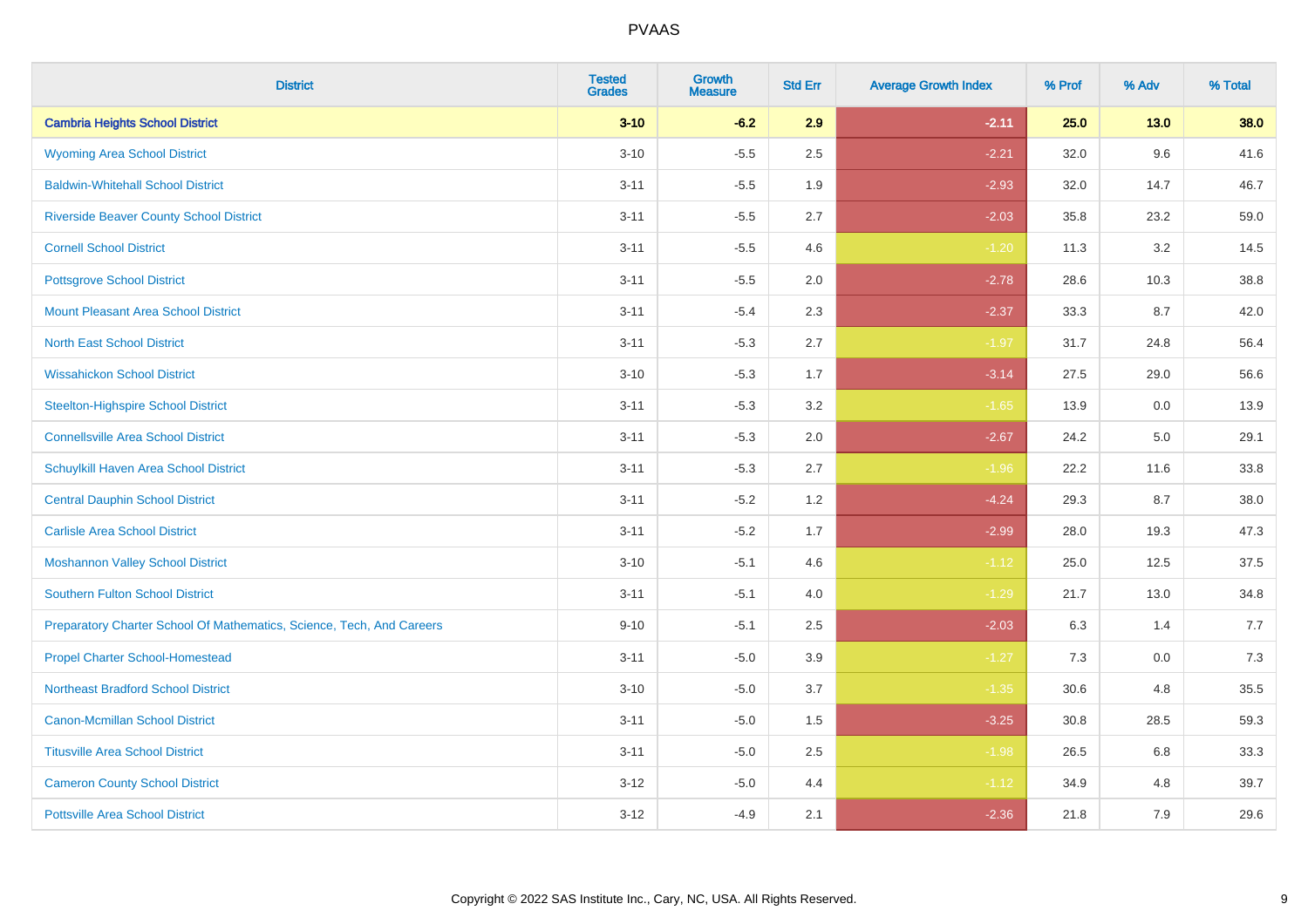| District | Tested Grades | Growth Measure | Std Err | Average Growth Index | % Prof | % Adv | % Total |
|---|---|---|---|---|---|---|---|
| **Cambria Heights School District** | **3-10** | **-6.2** | **2.9** | **-2.11** | **25.0** | **13.0** | **38.0** |
| Wyoming Area School District | 3-10 | -5.5 | 2.5 | -2.21 | 32.0 | 9.6 | 41.6 |
| Baldwin-Whitehall School District | 3-11 | -5.5 | 1.9 | -2.93 | 32.0 | 14.7 | 46.7 |
| Riverside Beaver County School District | 3-11 | -5.5 | 2.7 | -2.03 | 35.8 | 23.2 | 59.0 |
| Cornell School District | 3-11 | -5.5 | 4.6 | -1.20 | 11.3 | 3.2 | 14.5 |
| Pottsgrove School District | 3-11 | -5.5 | 2.0 | -2.78 | 28.6 | 10.3 | 38.8 |
| Mount Pleasant Area School District | 3-11 | -5.4 | 2.3 | -2.37 | 33.3 | 8.7 | 42.0 |
| North East School District | 3-11 | -5.3 | 2.7 | -1.97 | 31.7 | 24.8 | 56.4 |
| Wissahickon School District | 3-10 | -5.3 | 1.7 | -3.14 | 27.5 | 29.0 | 56.6 |
| Steelton-Highspire School District | 3-11 | -5.3 | 3.2 | -1.65 | 13.9 | 0.0 | 13.9 |
| Connellsville Area School District | 3-11 | -5.3 | 2.0 | -2.67 | 24.2 | 5.0 | 29.1 |
| Schuylkill Haven Area School District | 3-11 | -5.3 | 2.7 | -1.96 | 22.2 | 11.6 | 33.8 |
| Central Dauphin School District | 3-11 | -5.2 | 1.2 | -4.24 | 29.3 | 8.7 | 38.0 |
| Carlisle Area School District | 3-11 | -5.2 | 1.7 | -2.99 | 28.0 | 19.3 | 47.3 |
| Moshannon Valley School District | 3-10 | -5.1 | 4.6 | -1.12 | 25.0 | 12.5 | 37.5 |
| Southern Fulton School District | 3-11 | -5.1 | 4.0 | -1.29 | 21.7 | 13.0 | 34.8 |
| Preparatory Charter School Of Mathematics, Science, Tech, And Careers | 9-10 | -5.1 | 2.5 | -2.03 | 6.3 | 1.4 | 7.7 |
| Propel Charter School-Homestead | 3-11 | -5.0 | 3.9 | -1.27 | 7.3 | 0.0 | 7.3 |
| Northeast Bradford School District | 3-10 | -5.0 | 3.7 | -1.35 | 30.6 | 4.8 | 35.5 |
| Canon-Mcmillan School District | 3-11 | -5.0 | 1.5 | -3.25 | 30.8 | 28.5 | 59.3 |
| Titusville Area School District | 3-11 | -5.0 | 2.5 | -1.98 | 26.5 | 6.8 | 33.3 |
| Cameron County School District | 3-12 | -5.0 | 4.4 | -1.12 | 34.9 | 4.8 | 39.7 |
| Pottsville Area School District | 3-12 | -4.9 | 2.1 | -2.36 | 21.8 | 7.9 | 29.6 |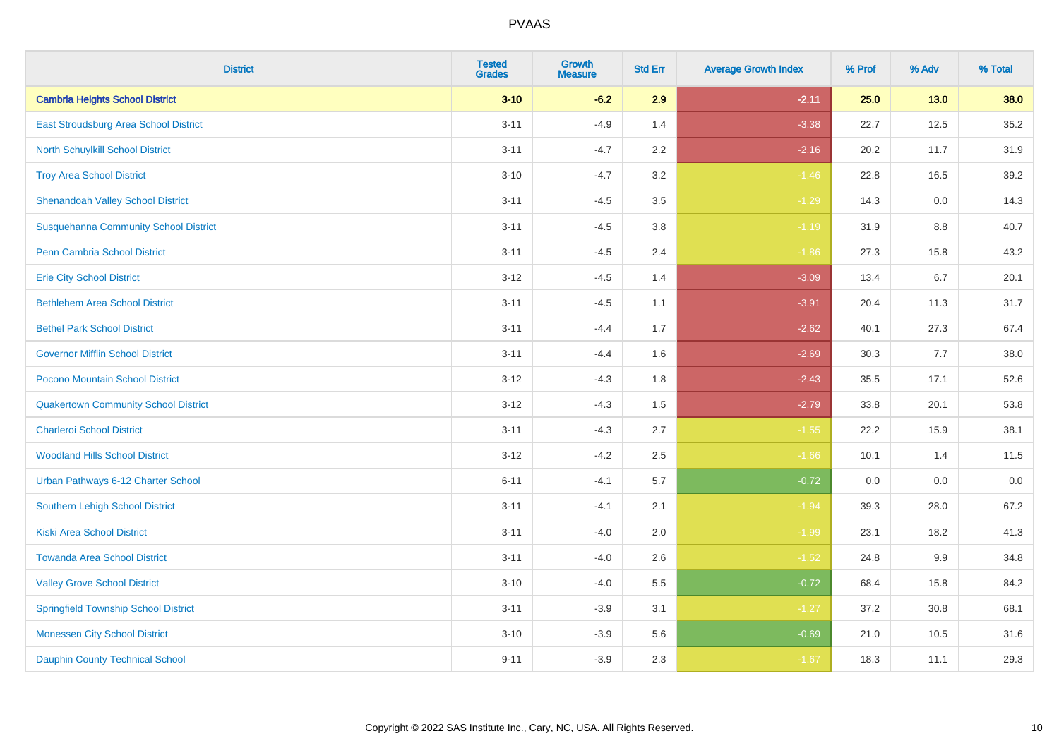# PVAAS

| District | Tested Grades | Growth Measure | Std Err | Average Growth Index | % Prof | % Adv | % Total |
|---|---|---|---|---|---|---|---|
| **Cambria Heights School District** | **3-10** | **-6.2** | **2.9** | **-2.11** | **25.0** | **13.0** | **38.0** |
| East Stroudsburg Area School District | 3-11 | -4.9 | 1.4 | -3.38 | 22.7 | 12.5 | 35.2 |
| North Schuylkill School District | 3-11 | -4.7 | 2.2 | -2.16 | 20.2 | 11.7 | 31.9 |
| Troy Area School District | 3-10 | -4.7 | 3.2 | -1.46 | 22.8 | 16.5 | 39.2 |
| Shenandoah Valley School District | 3-11 | -4.5 | 3.5 | -1.29 | 14.3 | 0.0 | 14.3 |
| Susquehanna Community School District | 3-11 | -4.5 | 3.8 | -1.19 | 31.9 | 8.8 | 40.7 |
| Penn Cambria School District | 3-11 | -4.5 | 2.4 | -1.86 | 27.3 | 15.8 | 43.2 |
| Erie City School District | 3-12 | -4.5 | 1.4 | -3.09 | 13.4 | 6.7 | 20.1 |
| Bethlehem Area School District | 3-11 | -4.5 | 1.1 | -3.91 | 20.4 | 11.3 | 31.7 |
| Bethel Park School District | 3-11 | -4.4 | 1.7 | -2.62 | 40.1 | 27.3 | 67.4 |
| Governor Mifflin School District | 3-11 | -4.4 | 1.6 | -2.69 | 30.3 | 7.7 | 38.0 |
| Pocono Mountain School District | 3-12 | -4.3 | 1.8 | -2.43 | 35.5 | 17.1 | 52.6 |
| Quakertown Community School District | 3-12 | -4.3 | 1.5 | -2.79 | 33.8 | 20.1 | 53.8 |
| Charleroi School District | 3-11 | -4.3 | 2.7 | -1.55 | 22.2 | 15.9 | 38.1 |
| Woodland Hills School District | 3-12 | -4.2 | 2.5 | -1.66 | 10.1 | 1.4 | 11.5 |
| Urban Pathways 6-12 Charter School | 6-11 | -4.1 | 5.7 | -0.72 | 0.0 | 0.0 | 0.0 |
| Southern Lehigh School District | 3-11 | -4.1 | 2.1 | -1.94 | 39.3 | 28.0 | 67.2 |
| Kiski Area School District | 3-11 | -4.0 | 2.0 | -1.99 | 23.1 | 18.2 | 41.3 |
| Towanda Area School District | 3-11 | -4.0 | 2.6 | -1.52 | 24.8 | 9.9 | 34.8 |
| Valley Grove School District | 3-10 | -4.0 | 5.5 | -0.72 | 68.4 | 15.8 | 84.2 |
| Springfield Township School District | 3-11 | -3.9 | 3.1 | -1.27 | 37.2 | 30.8 | 68.1 |
| Monessen City School District | 3-10 | -3.9 | 5.6 | -0.69 | 21.0 | 10.5 | 31.6 |
| Dauphin County Technical School | 9-11 | -3.9 | 2.3 | -1.67 | 18.3 | 11.1 | 29.3 |

Copyright © 2022 SAS Institute Inc., Cary, NC, USA. All Rights Reserved.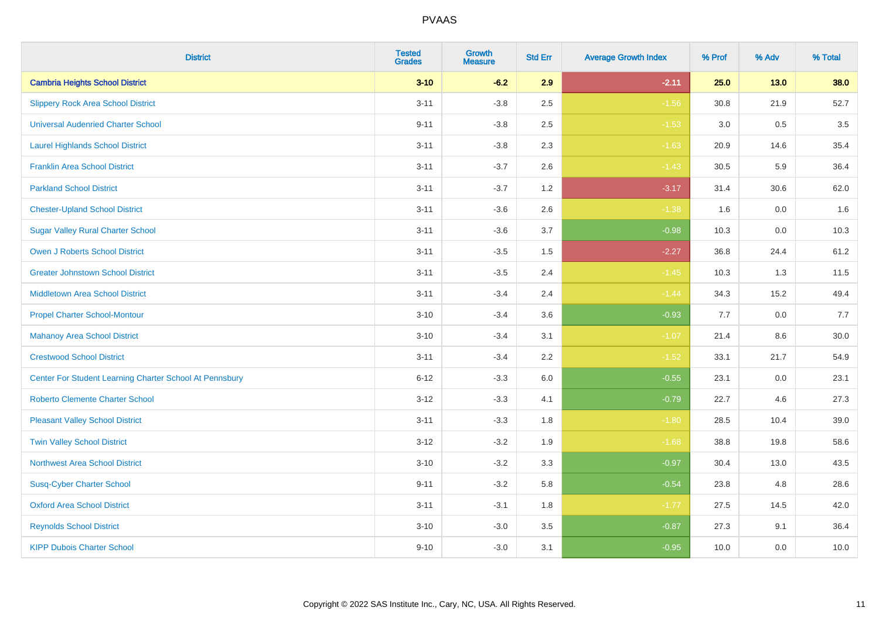| District | Tested Grades | Growth Measure | Std Err | Average Growth Index | % Prof | % Adv | % Total |
|---|---|---|---|---|---|---|---|
| **Cambria Heights School District** | **3-10** | **-6.2** | **2.9** | **-2.11** | **25.0** | **13.0** | **38.0** |
| Slippery Rock Area School District | 3-11 | -3.8 | 2.5 | -1.56 | 30.8 | 21.9 | 52.7 |
| Universal Audenried Charter School | 9-11 | -3.8 | 2.5 | -1.53 | 3.0 | 0.5 | 3.5 |
| Laurel Highlands School District | 3-11 | -3.8 | 2.3 | -1.63 | 20.9 | 14.6 | 35.4 |
| Franklin Area School District | 3-11 | -3.7 | 2.6 | -1.43 | 30.5 | 5.9 | 36.4 |
| Parkland School District | 3-11 | -3.7 | 1.2 | -3.17 | 31.4 | 30.6 | 62.0 |
| Chester-Upland School District | 3-11 | -3.6 | 2.6 | -1.38 | 1.6 | 0.0 | 1.6 |
| Sugar Valley Rural Charter School | 3-11 | -3.6 | 3.7 | -0.98 | 10.3 | 0.0 | 10.3 |
| Owen J Roberts School District | 3-11 | -3.5 | 1.5 | -2.27 | 36.8 | 24.4 | 61.2 |
| Greater Johnstown School District | 3-11 | -3.5 | 2.4 | -1.45 | 10.3 | 1.3 | 11.5 |
| Middletown Area School District | 3-11 | -3.4 | 2.4 | -1.44 | 34.3 | 15.2 | 49.4 |
| Propel Charter School-Montour | 3-10 | -3.4 | 3.6 | -0.93 | 7.7 | 0.0 | 7.7 |
| Mahanoy Area School District | 3-10 | -3.4 | 3.1 | -1.07 | 21.4 | 8.6 | 30.0 |
| Crestwood School District | 3-11 | -3.4 | 2.2 | -1.52 | 33.1 | 21.7 | 54.9 |
| Center For Student Learning Charter School At Pennsbury | 6-12 | -3.3 | 6.0 | -0.55 | 23.1 | 0.0 | 23.1 |
| Roberto Clemente Charter School | 3-12 | -3.3 | 4.1 | -0.79 | 22.7 | 4.6 | 27.3 |
| Pleasant Valley School District | 3-11 | -3.3 | 1.8 | -1.80 | 28.5 | 10.4 | 39.0 |
| Twin Valley School District | 3-12 | -3.2 | 1.9 | -1.68 | 38.8 | 19.8 | 58.6 |
| Northwest Area School District | 3-10 | -3.2 | 3.3 | -0.97 | 30.4 | 13.0 | 43.5 |
| Susq-Cyber Charter School | 9-11 | -3.2 | 5.8 | -0.54 | 23.8 | 4.8 | 28.6 |
| Oxford Area School District | 3-11 | -3.1 | 1.8 | -1.77 | 27.5 | 14.5 | 42.0 |
| Reynolds School District | 3-10 | -3.0 | 3.5 | -0.87 | 27.3 | 9.1 | 36.4 |
| KIPP Dubois Charter School | 9-10 | -3.0 | 3.1 | -0.95 | 10.0 | 0.0 | 10.0 |

Copyright © 2022 SAS Institute Inc., Cary, NC, USA. All Rights Reserved.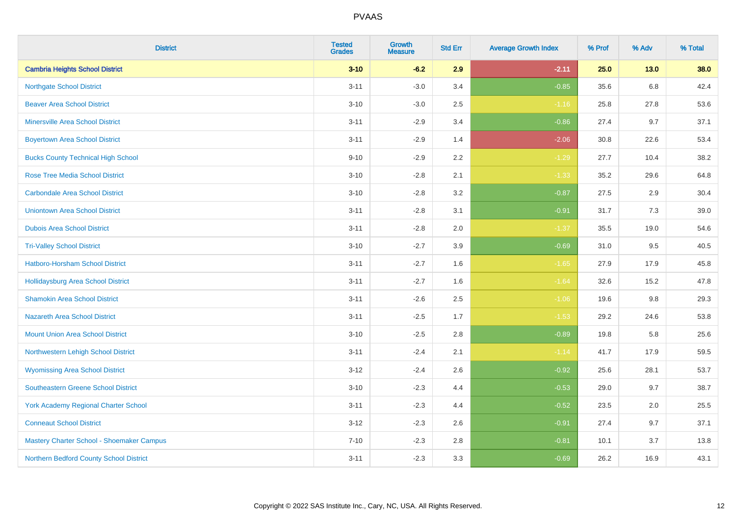| District | Tested Grades | Growth Measure | Std Err | Average Growth Index | % Prof | % Adv | % Total |
|---|---|---|---|---|---|---|---|
| **Cambria Heights School District** | **3-10** | **-6.2** | **2.9** | **-2.11** | **25.0** | **13.0** | **38.0** |
| Northgate School District | 3-11 | -3.0 | 3.4 | -0.85 | 35.6 | 6.8 | 42.4 |
| Beaver Area School District | 3-10 | -3.0 | 2.5 | -1.16 | 25.8 | 27.8 | 53.6 |
| Minersville Area School District | 3-11 | -2.9 | 3.4 | -0.86 | 27.4 | 9.7 | 37.1 |
| Boyertown Area School District | 3-11 | -2.9 | 1.4 | -2.06 | 30.8 | 22.6 | 53.4 |
| Bucks County Technical High School | 9-10 | -2.9 | 2.2 | -1.29 | 27.7 | 10.4 | 38.2 |
| Rose Tree Media School District | 3-10 | -2.8 | 2.1 | -1.33 | 35.2 | 29.6 | 64.8 |
| Carbondale Area School District | 3-10 | -2.8 | 3.2 | -0.87 | 27.5 | 2.9 | 30.4 |
| Uniontown Area School District | 3-11 | -2.8 | 3.1 | -0.91 | 31.7 | 7.3 | 39.0 |
| Dubois Area School District | 3-11 | -2.8 | 2.0 | -1.37 | 35.5 | 19.0 | 54.6 |
| Tri-Valley School District | 3-10 | -2.7 | 3.9 | -0.69 | 31.0 | 9.5 | 40.5 |
| Hatboro-Horsham School District | 3-11 | -2.7 | 1.6 | -1.65 | 27.9 | 17.9 | 45.8 |
| Hollidaysburg Area School District | 3-11 | -2.7 | 1.6 | -1.64 | 32.6 | 15.2 | 47.8 |
| Shamokin Area School District | 3-11 | -2.6 | 2.5 | -1.06 | 19.6 | 9.8 | 29.3 |
| Nazareth Area School District | 3-11 | -2.5 | 1.7 | -1.53 | 29.2 | 24.6 | 53.8 |
| Mount Union Area School District | 3-10 | -2.5 | 2.8 | -0.89 | 19.8 | 5.8 | 25.6 |
| Northwestern Lehigh School District | 3-11 | -2.4 | 2.1 | -1.14 | 41.7 | 17.9 | 59.5 |
| Wyomissing Area School District | 3-12 | -2.4 | 2.6 | -0.92 | 25.6 | 28.1 | 53.7 |
| Southeastern Greene School District | 3-10 | -2.3 | 4.4 | -0.53 | 29.0 | 9.7 | 38.7 |
| York Academy Regional Charter School | 3-11 | -2.3 | 4.4 | -0.52 | 23.5 | 2.0 | 25.5 |
| Conneaut School District | 3-12 | -2.3 | 2.6 | -0.91 | 27.4 | 9.7 | 37.1 |
| Mastery Charter School - Shoemaker Campus | 7-10 | -2.3 | 2.8 | -0.81 | 10.1 | 3.7 | 13.8 |
| Northern Bedford County School District | 3-11 | -2.3 | 3.3 | -0.69 | 26.2 | 16.9 | 43.1 |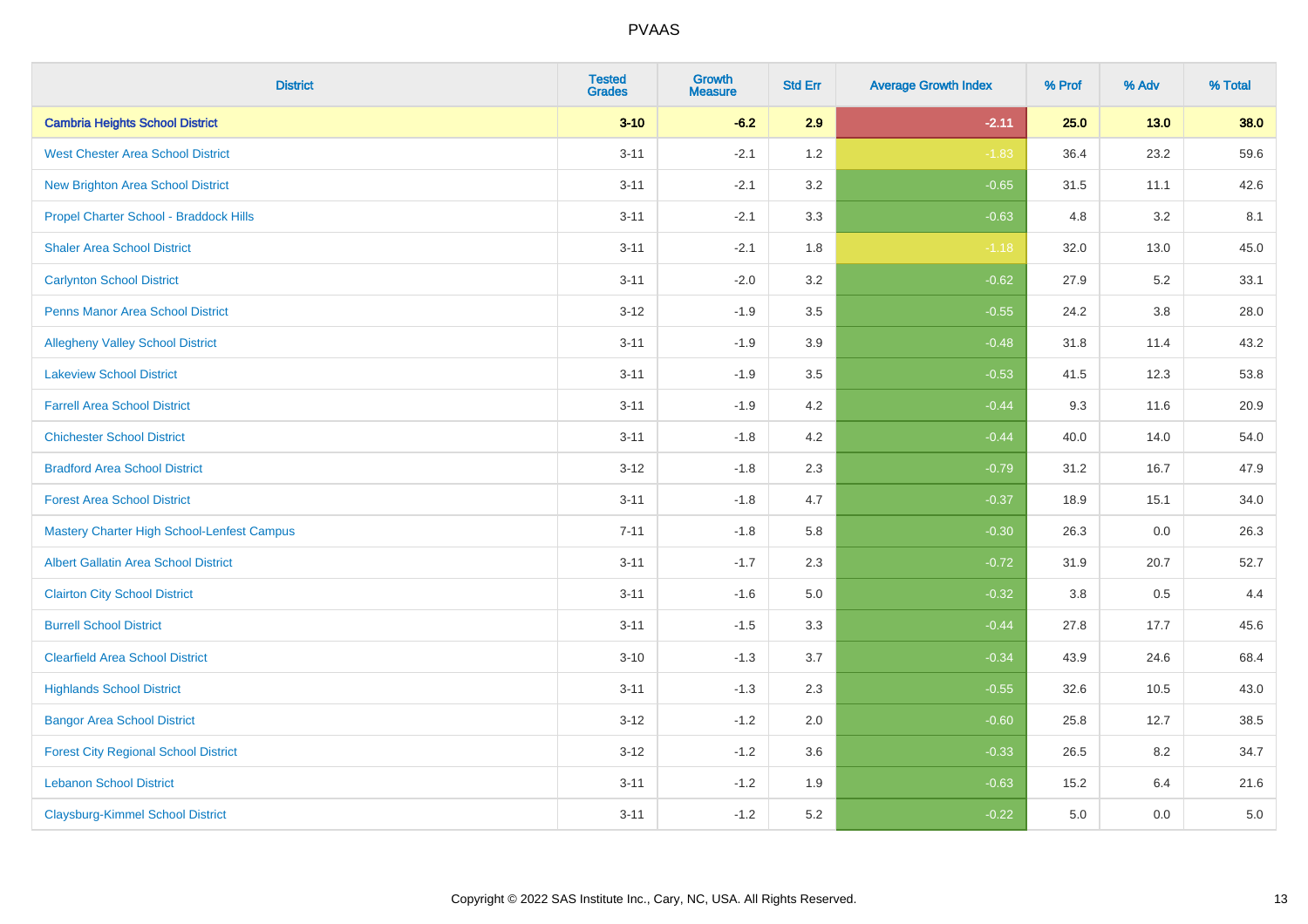PVAAS

| District | Tested Grades | Growth Measure | Std Err | Average Growth Index | % Prof | % Adv | % Total |
|---|---|---|---|---|---|---|---|
| **Cambria Heights School District** | **3-10** | **-6.2** | **2.9** | **-2.11** | **25.0** | **13.0** | **38.0** |
| West Chester Area School District | 3-11 | -2.1 | 1.2 | -1.83 | 36.4 | 23.2 | 59.6 |
| New Brighton Area School District | 3-11 | -2.1 | 3.2 | -0.65 | 31.5 | 11.1 | 42.6 |
| Propel Charter School - Braddock Hills | 3-11 | -2.1 | 3.3 | -0.63 | 4.8 | 3.2 | 8.1 |
| Shaler Area School District | 3-11 | -2.1 | 1.8 | -1.18 | 32.0 | 13.0 | 45.0 |
| Carlynton School District | 3-11 | -2.0 | 3.2 | -0.62 | 27.9 | 5.2 | 33.1 |
| Penns Manor Area School District | 3-12 | -1.9 | 3.5 | -0.55 | 24.2 | 3.8 | 28.0 |
| Allegheny Valley School District | 3-11 | -1.9 | 3.9 | -0.48 | 31.8 | 11.4 | 43.2 |
| Lakeview School District | 3-11 | -1.9 | 3.5 | -0.53 | 41.5 | 12.3 | 53.8 |
| Farrell Area School District | 3-11 | -1.9 | 4.2 | -0.44 | 9.3 | 11.6 | 20.9 |
| Chichester School District | 3-11 | -1.8 | 4.2 | -0.44 | 40.0 | 14.0 | 54.0 |
| Bradford Area School District | 3-12 | -1.8 | 2.3 | -0.79 | 31.2 | 16.7 | 47.9 |
| Forest Area School District | 3-11 | -1.8 | 4.7 | -0.37 | 18.9 | 15.1 | 34.0 |
| Mastery Charter High School-Lenfest Campus | 7-11 | -1.8 | 5.8 | -0.30 | 26.3 | 0.0 | 26.3 |
| Albert Gallatin Area School District | 3-11 | -1.7 | 2.3 | -0.72 | 31.9 | 20.7 | 52.7 |
| Clairton City School District | 3-11 | -1.6 | 5.0 | -0.32 | 3.8 | 0.5 | 4.4 |
| Burrell School District | 3-11 | -1.5 | 3.3 | -0.44 | 27.8 | 17.7 | 45.6 |
| Clearfield Area School District | 3-10 | -1.3 | 3.7 | -0.34 | 43.9 | 24.6 | 68.4 |
| Highlands School District | 3-11 | -1.3 | 2.3 | -0.55 | 32.6 | 10.5 | 43.0 |
| Bangor Area School District | 3-12 | -1.2 | 2.0 | -0.60 | 25.8 | 12.7 | 38.5 |
| Forest City Regional School District | 3-12 | -1.2 | 3.6 | -0.33 | 26.5 | 8.2 | 34.7 |
| Lebanon School District | 3-11 | -1.2 | 1.9 | -0.63 | 15.2 | 6.4 | 21.6 |
| Claysburg-Kimmel School District | 3-11 | -1.2 | 5.2 | -0.22 | 5.0 | 0.0 | 5.0 |

Copyright © 2022 SAS Institute Inc., Cary, NC, USA. All Rights Reserved.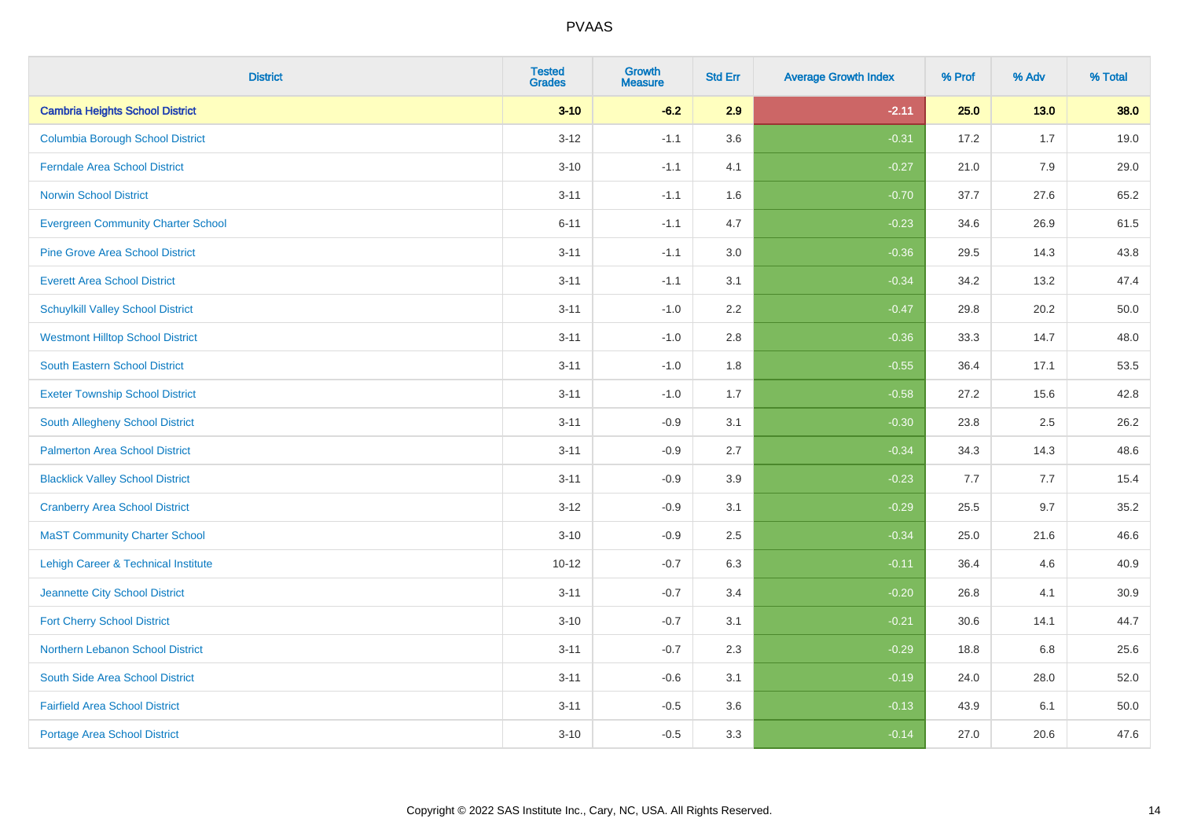PVAAS

| District | Tested Grades | Growth Measure | Std Err | Average Growth Index | % Prof | % Adv | % Total |
|---|---|---|---|---|---|---|---|
| **Cambria Heights School District** | **3-10** | **-6.2** | **2.9** | **-2.11** | **25.0** | **13.0** | **38.0** |
| Columbia Borough School District | 3-12 | -1.1 | 3.6 | -0.31 | 17.2 | 1.7 | 19.0 |
| Ferndale Area School District | 3-10 | -1.1 | 4.1 | -0.27 | 21.0 | 7.9 | 29.0 |
| Norwin School District | 3-11 | -1.1 | 1.6 | -0.70 | 37.7 | 27.6 | 65.2 |
| Evergreen Community Charter School | 6-11 | -1.1 | 4.7 | -0.23 | 34.6 | 26.9 | 61.5 |
| Pine Grove Area School District | 3-11 | -1.1 | 3.0 | -0.36 | 29.5 | 14.3 | 43.8 |
| Everett Area School District | 3-11 | -1.1 | 3.1 | -0.34 | 34.2 | 13.2 | 47.4 |
| Schuylkill Valley School District | 3-11 | -1.0 | 2.2 | -0.47 | 29.8 | 20.2 | 50.0 |
| Westmont Hilltop School District | 3-11 | -1.0 | 2.8 | -0.36 | 33.3 | 14.7 | 48.0 |
| South Eastern School District | 3-11 | -1.0 | 1.8 | -0.55 | 36.4 | 17.1 | 53.5 |
| Exeter Township School District | 3-11 | -1.0 | 1.7 | -0.58 | 27.2 | 15.6 | 42.8 |
| South Allegheny School District | 3-11 | -0.9 | 3.1 | -0.30 | 23.8 | 2.5 | 26.2 |
| Palmerton Area School District | 3-11 | -0.9 | 2.7 | -0.34 | 34.3 | 14.3 | 48.6 |
| Blacklick Valley School District | 3-11 | -0.9 | 3.9 | -0.23 | 7.7 | 7.7 | 15.4 |
| Cranberry Area School District | 3-12 | -0.9 | 3.1 | -0.29 | 25.5 | 9.7 | 35.2 |
| MaST Community Charter School | 3-10 | -0.9 | 2.5 | -0.34 | 25.0 | 21.6 | 46.6 |
| Lehigh Career & Technical Institute | 10-12 | -0.7 | 6.3 | -0.11 | 36.4 | 4.6 | 40.9 |
| Jeannette City School District | 3-11 | -0.7 | 3.4 | -0.20 | 26.8 | 4.1 | 30.9 |
| Fort Cherry School District | 3-10 | -0.7 | 3.1 | -0.21 | 30.6 | 14.1 | 44.7 |
| Northern Lebanon School District | 3-11 | -0.7 | 2.3 | -0.29 | 18.8 | 6.8 | 25.6 |
| South Side Area School District | 3-11 | -0.6 | 3.1 | -0.19 | 24.0 | 28.0 | 52.0 |
| Fairfield Area School District | 3-11 | -0.5 | 3.6 | -0.13 | 43.9 | 6.1 | 50.0 |
| Portage Area School District | 3-10 | -0.5 | 3.3 | -0.14 | 27.0 | 20.6 | 47.6 |

Copyright © 2022 SAS Institute Inc., Cary, NC, USA. All Rights Reserved.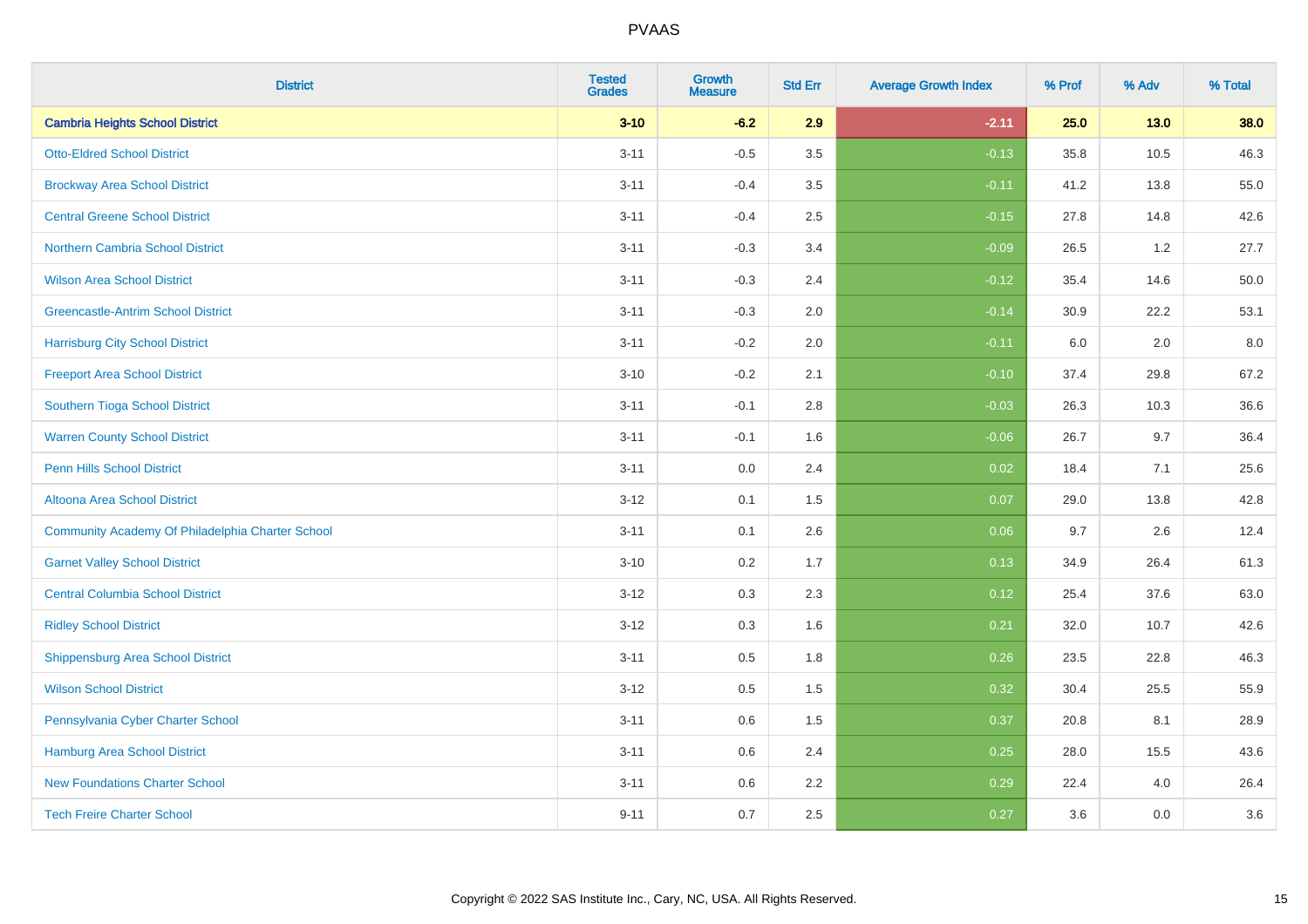| District | Tested Grades | Growth Measure | Std Err | Average Growth Index | % Prof | % Adv | % Total |
|---|---|---|---|---|---|---|---|
| **Cambria Heights School District** | **3-10** | **-6.2** | **2.9** | **-2.11** | **25.0** | **13.0** | **38.0** |
| Otto-Eldred School District | 3-11 | -0.5 | 3.5 | -0.13 | 35.8 | 10.5 | 46.3 |
| Brockway Area School District | 3-11 | -0.4 | 3.5 | -0.11 | 41.2 | 13.8 | 55.0 |
| Central Greene School District | 3-11 | -0.4 | 2.5 | -0.15 | 27.8 | 14.8 | 42.6 |
| Northern Cambria School District | 3-11 | -0.3 | 3.4 | -0.09 | 26.5 | 1.2 | 27.7 |
| Wilson Area School District | 3-11 | -0.3 | 2.4 | -0.12 | 35.4 | 14.6 | 50.0 |
| Greencastle-Antrim School District | 3-11 | -0.3 | 2.0 | -0.14 | 30.9 | 22.2 | 53.1 |
| Harrisburg City School District | 3-11 | -0.2 | 2.0 | -0.11 | 6.0 | 2.0 | 8.0 |
| Freeport Area School District | 3-10 | -0.2 | 2.1 | -0.10 | 37.4 | 29.8 | 67.2 |
| Southern Tioga School District | 3-11 | -0.1 | 2.8 | -0.03 | 26.3 | 10.3 | 36.6 |
| Warren County School District | 3-11 | -0.1 | 1.6 | -0.06 | 26.7 | 9.7 | 36.4 |
| Penn Hills School District | 3-11 | 0.0 | 2.4 | 0.02 | 18.4 | 7.1 | 25.6 |
| Altoona Area School District | 3-12 | 0.1 | 1.5 | 0.07 | 29.0 | 13.8 | 42.8 |
| Community Academy Of Philadelphia Charter School | 3-11 | 0.1 | 2.6 | 0.06 | 9.7 | 2.6 | 12.4 |
| Garnet Valley School District | 3-10 | 0.2 | 1.7 | 0.13 | 34.9 | 26.4 | 61.3 |
| Central Columbia School District | 3-12 | 0.3 | 2.3 | 0.12 | 25.4 | 37.6 | 63.0 |
| Ridley School District | 3-12 | 0.3 | 1.6 | 0.21 | 32.0 | 10.7 | 42.6 |
| Shippensburg Area School District | 3-11 | 0.5 | 1.8 | 0.26 | 23.5 | 22.8 | 46.3 |
| Wilson School District | 3-12 | 0.5 | 1.5 | 0.32 | 30.4 | 25.5 | 55.9 |
| Pennsylvania Cyber Charter School | 3-11 | 0.6 | 1.5 | 0.37 | 20.8 | 8.1 | 28.9 |
| Hamburg Area School District | 3-11 | 0.6 | 2.4 | 0.25 | 28.0 | 15.5 | 43.6 |
| New Foundations Charter School | 3-11 | 0.6 | 2.2 | 0.29 | 22.4 | 4.0 | 26.4 |
| Tech Freire Charter School | 9-11 | 0.7 | 2.5 | 0.27 | 3.6 | 0.0 | 3.6 |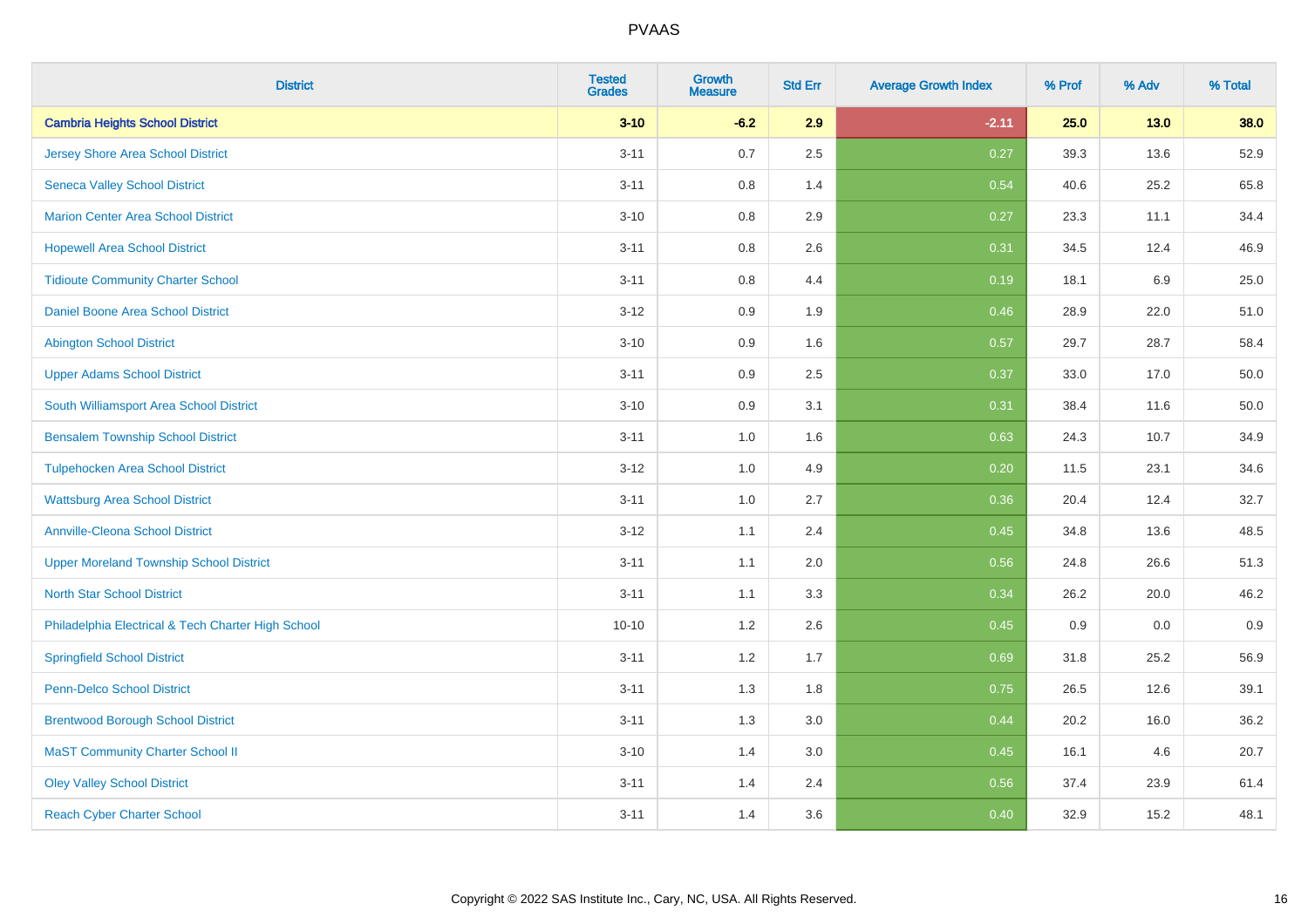# PVAAS

| District | Tested Grades | Growth Measure | Std Err | Average Growth Index | % Prof | % Adv | % Total |
|---|---|---|---|---|---|---|---|
| **Cambria Heights School District** | **3-10** | **-6.2** | **2.9** | **-2.11** | **25.0** | **13.0** | **38.0** |
| Jersey Shore Area School District | 3-11 | 0.7 | 2.5 | 0.27 | 39.3 | 13.6 | 52.9 |
| Seneca Valley School District | 3-11 | 0.8 | 1.4 | 0.54 | 40.6 | 25.2 | 65.8 |
| Marion Center Area School District | 3-10 | 0.8 | 2.9 | 0.27 | 23.3 | 11.1 | 34.4 |
| Hopewell Area School District | 3-11 | 0.8 | 2.6 | 0.31 | 34.5 | 12.4 | 46.9 |
| Tidioute Community Charter School | 3-11 | 0.8 | 4.4 | 0.19 | 18.1 | 6.9 | 25.0 |
| Daniel Boone Area School District | 3-12 | 0.9 | 1.9 | 0.46 | 28.9 | 22.0 | 51.0 |
| Abington School District | 3-10 | 0.9 | 1.6 | 0.57 | 29.7 | 28.7 | 58.4 |
| Upper Adams School District | 3-11 | 0.9 | 2.5 | 0.37 | 33.0 | 17.0 | 50.0 |
| South Williamsport Area School District | 3-10 | 0.9 | 3.1 | 0.31 | 38.4 | 11.6 | 50.0 |
| Bensalem Township School District | 3-11 | 1.0 | 1.6 | 0.63 | 24.3 | 10.7 | 34.9 |
| Tulpehocken Area School District | 3-12 | 1.0 | 4.9 | 0.20 | 11.5 | 23.1 | 34.6 |
| Wattsburg Area School District | 3-11 | 1.0 | 2.7 | 0.36 | 20.4 | 12.4 | 32.7 |
| Annville-Cleona School District | 3-12 | 1.1 | 2.4 | 0.45 | 34.8 | 13.6 | 48.5 |
| Upper Moreland Township School District | 3-11 | 1.1 | 2.0 | 0.56 | 24.8 | 26.6 | 51.3 |
| North Star School District | 3-11 | 1.1 | 3.3 | 0.34 | 26.2 | 20.0 | 46.2 |
| Philadelphia Electrical & Tech Charter High School | 10-10 | 1.2 | 2.6 | 0.45 | 0.9 | 0.0 | 0.9 |
| Springfield School District | 3-11 | 1.2 | 1.7 | 0.69 | 31.8 | 25.2 | 56.9 |
| Penn-Delco School District | 3-11 | 1.3 | 1.8 | 0.75 | 26.5 | 12.6 | 39.1 |
| Brentwood Borough School District | 3-11 | 1.3 | 3.0 | 0.44 | 20.2 | 16.0 | 36.2 |
| MaST Community Charter School II | 3-10 | 1.4 | 3.0 | 0.45 | 16.1 | 4.6 | 20.7 |
| Oley Valley School District | 3-11 | 1.4 | 2.4 | 0.56 | 37.4 | 23.9 | 61.4 |
| Reach Cyber Charter School | 3-11 | 1.4 | 3.6 | 0.40 | 32.9 | 15.2 | 48.1 |

Copyright © 2022 SAS Institute Inc., Cary, NC, USA. All Rights Reserved.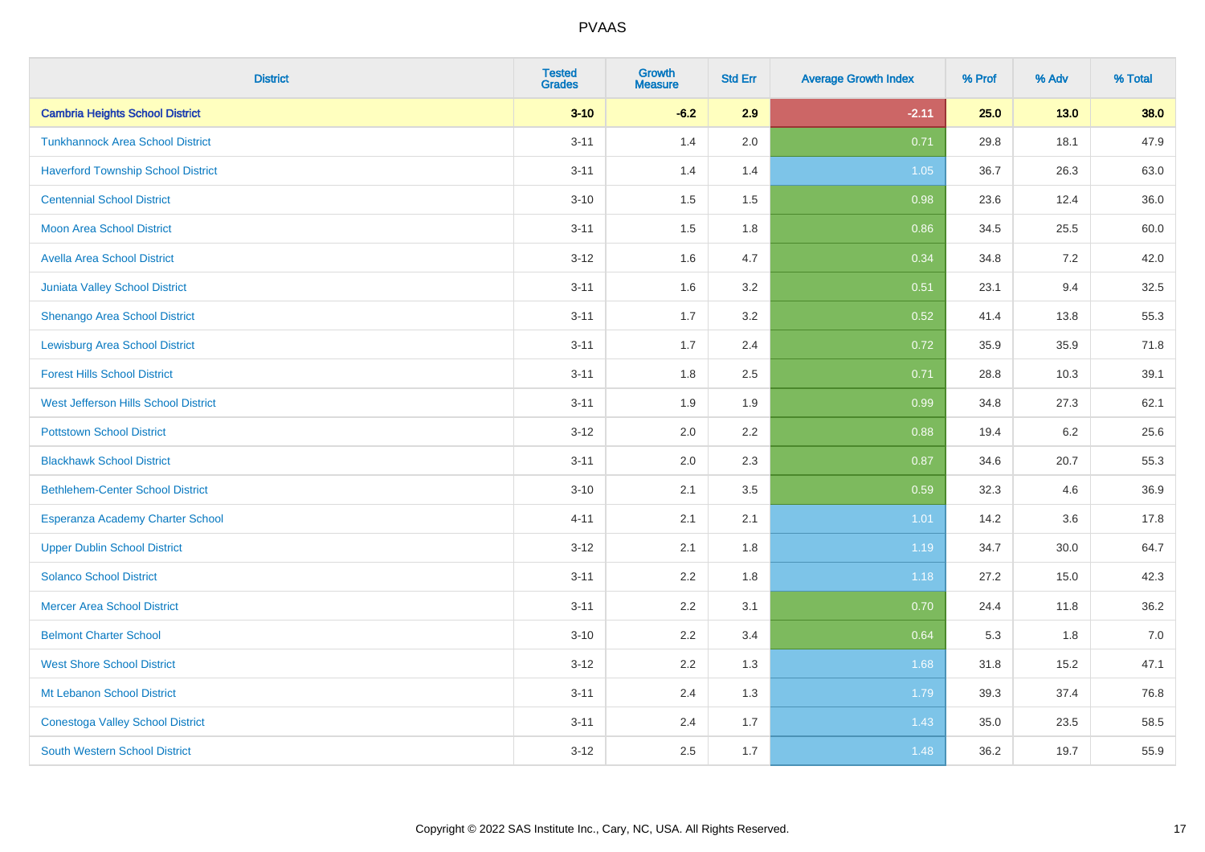| District | Tested Grades | Growth Measure | Std Err | Average Growth Index | % Prof | % Adv | % Total |
|---|---|---|---|---|---|---|---|
| **Cambria Heights School District** | **3-10** | **-6.2** | **2.9** | **-2.11** | **25.0** | **13.0** | **38.0** |
| Tunkhannock Area School District | 3-11 | 1.4 | 2.0 | 0.71 | 29.8 | 18.1 | 47.9 |
| Haverford Township School District | 3-11 | 1.4 | 1.4 | 1.05 | 36.7 | 26.3 | 63.0 |
| Centennial School District | 3-10 | 1.5 | 1.5 | 0.98 | 23.6 | 12.4 | 36.0 |
| Moon Area School District | 3-11 | 1.5 | 1.8 | 0.86 | 34.5 | 25.5 | 60.0 |
| Avella Area School District | 3-12 | 1.6 | 4.7 | 0.34 | 34.8 | 7.2 | 42.0 |
| Juniata Valley School District | 3-11 | 1.6 | 3.2 | 0.51 | 23.1 | 9.4 | 32.5 |
| Shenango Area School District | 3-11 | 1.7 | 3.2 | 0.52 | 41.4 | 13.8 | 55.3 |
| Lewisburg Area School District | 3-11 | 1.7 | 2.4 | 0.72 | 35.9 | 35.9 | 71.8 |
| Forest Hills School District | 3-11 | 1.8 | 2.5 | 0.71 | 28.8 | 10.3 | 39.1 |
| West Jefferson Hills School District | 3-11 | 1.9 | 1.9 | 0.99 | 34.8 | 27.3 | 62.1 |
| Pottstown School District | 3-12 | 2.0 | 2.2 | 0.88 | 19.4 | 6.2 | 25.6 |
| Blackhawk School District | 3-11 | 2.0 | 2.3 | 0.87 | 34.6 | 20.7 | 55.3 |
| Bethlehem-Center School District | 3-10 | 2.1 | 3.5 | 0.59 | 32.3 | 4.6 | 36.9 |
| Esperanza Academy Charter School | 4-11 | 2.1 | 2.1 | 1.01 | 14.2 | 3.6 | 17.8 |
| Upper Dublin School District | 3-12 | 2.1 | 1.8 | 1.19 | 34.7 | 30.0 | 64.7 |
| Solanco School District | 3-11 | 2.2 | 1.8 | 1.18 | 27.2 | 15.0 | 42.3 |
| Mercer Area School District | 3-11 | 2.2 | 3.1 | 0.70 | 24.4 | 11.8 | 36.2 |
| Belmont Charter School | 3-10 | 2.2 | 3.4 | 0.64 | 5.3 | 1.8 | 7.0 |
| West Shore School District | 3-12 | 2.2 | 1.3 | 1.68 | 31.8 | 15.2 | 47.1 |
| Mt Lebanon School District | 3-11 | 2.4 | 1.3 | 1.79 | 39.3 | 37.4 | 76.8 |
| Conestoga Valley School District | 3-11 | 2.4 | 1.7 | 1.43 | 35.0 | 23.5 | 58.5 |
| South Western School District | 3-12 | 2.5 | 1.7 | 1.48 | 36.2 | 19.7 | 55.9 |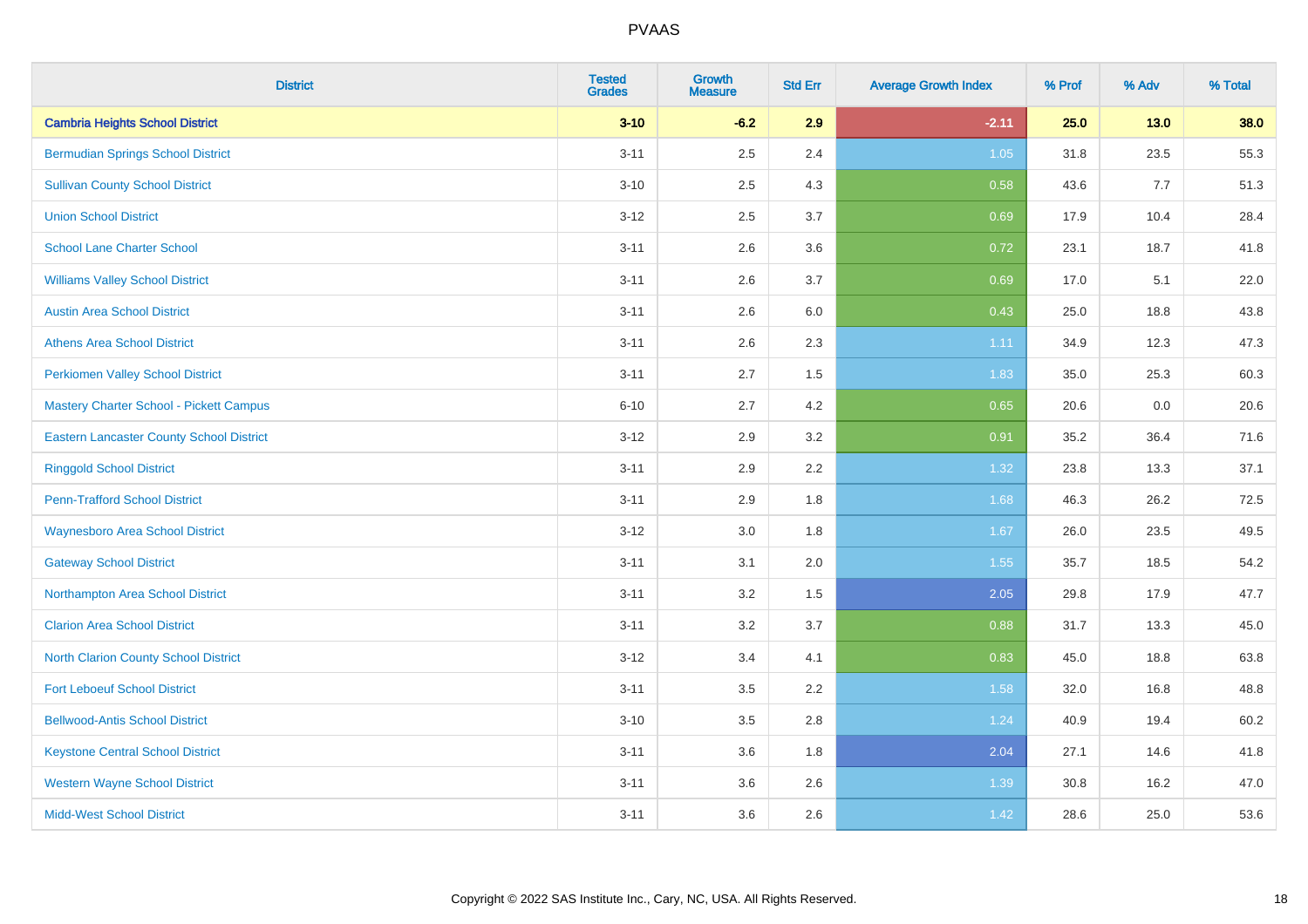| District | Tested Grades | Growth Measure | Std Err | Average Growth Index | % Prof | % Adv | % Total |
|---|---|---|---|---|---|---|---|
| **Cambria Heights School District** | **3-10** | **-6.2** | **2.9** | **-2.11** | **25.0** | **13.0** | **38.0** |
| Bermudian Springs School District | 3-11 | 2.5 | 2.4 | 1.05 | 31.8 | 23.5 | 55.3 |
| Sullivan County School District | 3-10 | 2.5 | 4.3 | 0.58 | 43.6 | 7.7 | 51.3 |
| Union School District | 3-12 | 2.5 | 3.7 | 0.69 | 17.9 | 10.4 | 28.4 |
| School Lane Charter School | 3-11 | 2.6 | 3.6 | 0.72 | 23.1 | 18.7 | 41.8 |
| Williams Valley School District | 3-11 | 2.6 | 3.7 | 0.69 | 17.0 | 5.1 | 22.0 |
| Austin Area School District | 3-11 | 2.6 | 6.0 | 0.43 | 25.0 | 18.8 | 43.8 |
| Athens Area School District | 3-11 | 2.6 | 2.3 | 1.11 | 34.9 | 12.3 | 47.3 |
| Perkiomen Valley School District | 3-11 | 2.7 | 1.5 | 1.83 | 35.0 | 25.3 | 60.3 |
| Mastery Charter School - Pickett Campus | 6-10 | 2.7 | 4.2 | 0.65 | 20.6 | 0.0 | 20.6 |
| Eastern Lancaster County School District | 3-12 | 2.9 | 3.2 | 0.91 | 35.2 | 36.4 | 71.6 |
| Ringgold School District | 3-11 | 2.9 | 2.2 | 1.32 | 23.8 | 13.3 | 37.1 |
| Penn-Trafford School District | 3-11 | 2.9 | 1.8 | 1.68 | 46.3 | 26.2 | 72.5 |
| Waynesboro Area School District | 3-12 | 3.0 | 1.8 | 1.67 | 26.0 | 23.5 | 49.5 |
| Gateway School District | 3-11 | 3.1 | 2.0 | 1.55 | 35.7 | 18.5 | 54.2 |
| Northampton Area School District | 3-11 | 3.2 | 1.5 | 2.05 | 29.8 | 17.9 | 47.7 |
| Clarion Area School District | 3-11 | 3.2 | 3.7 | 0.88 | 31.7 | 13.3 | 45.0 |
| North Clarion County School District | 3-12 | 3.4 | 4.1 | 0.83 | 45.0 | 18.8 | 63.8 |
| Fort Leboeuf School District | 3-11 | 3.5 | 2.2 | 1.58 | 32.0 | 16.8 | 48.8 |
| Bellwood-Antis School District | 3-10 | 3.5 | 2.8 | 1.24 | 40.9 | 19.4 | 60.2 |
| Keystone Central School District | 3-11 | 3.6 | 1.8 | 2.04 | 27.1 | 14.6 | 41.8 |
| Western Wayne School District | 3-11 | 3.6 | 2.6 | 1.39 | 30.8 | 16.2 | 47.0 |
| Midd-West School District | 3-11 | 3.6 | 2.6 | 1.42 | 28.6 | 25.0 | 53.6 |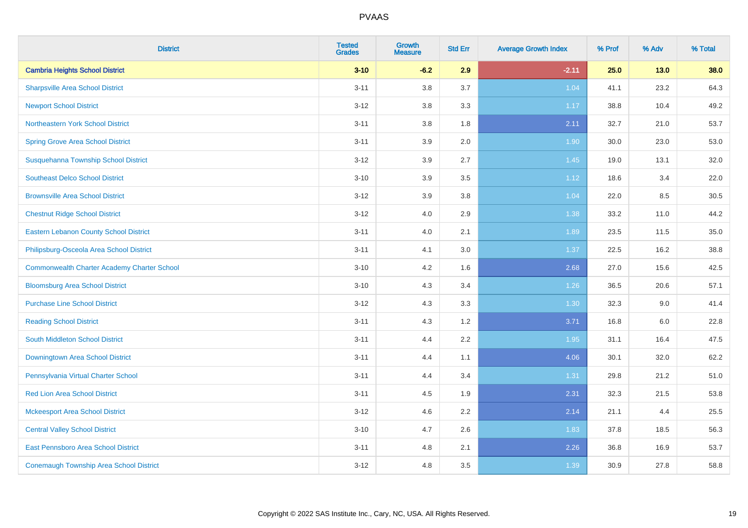# PVAAS

| District | Tested Grades | Growth Measure | Std Err | Average Growth Index | % Prof | % Adv | % Total |
|---|---|---|---|---|---|---|---|
| **Cambria Heights School District** | **3-10** | **-6.2** | **2.9** | **-2.11** | **25.0** | **13.0** | **38.0** |
| Sharpsville Area School District | 3-11 | 3.8 | 3.7 | 1.04 | 41.1 | 23.2 | 64.3 |
| Newport School District | 3-12 | 3.8 | 3.3 | 1.17 | 38.8 | 10.4 | 49.2 |
| Northeastern York School District | 3-11 | 3.8 | 1.8 | 2.11 | 32.7 | 21.0 | 53.7 |
| Spring Grove Area School District | 3-11 | 3.9 | 2.0 | 1.90 | 30.0 | 23.0 | 53.0 |
| Susquehanna Township School District | 3-12 | 3.9 | 2.7 | 1.45 | 19.0 | 13.1 | 32.0 |
| Southeast Delco School District | 3-10 | 3.9 | 3.5 | 1.12 | 18.6 | 3.4 | 22.0 |
| Brownsville Area School District | 3-12 | 3.9 | 3.8 | 1.04 | 22.0 | 8.5 | 30.5 |
| Chestnut Ridge School District | 3-12 | 4.0 | 2.9 | 1.38 | 33.2 | 11.0 | 44.2 |
| Eastern Lebanon County School District | 3-11 | 4.0 | 2.1 | 1.89 | 23.5 | 11.5 | 35.0 |
| Philipsburg-Osceola Area School District | 3-11 | 4.1 | 3.0 | 1.37 | 22.5 | 16.2 | 38.8 |
| Commonwealth Charter Academy Charter School | 3-10 | 4.2 | 1.6 | 2.68 | 27.0 | 15.6 | 42.5 |
| Bloomsburg Area School District | 3-10 | 4.3 | 3.4 | 1.26 | 36.5 | 20.6 | 57.1 |
| Purchase Line School District | 3-12 | 4.3 | 3.3 | 1.30 | 32.3 | 9.0 | 41.4 |
| Reading School District | 3-11 | 4.3 | 1.2 | 3.71 | 16.8 | 6.0 | 22.8 |
| South Middleton School District | 3-11 | 4.4 | 2.2 | 1.95 | 31.1 | 16.4 | 47.5 |
| Downingtown Area School District | 3-11 | 4.4 | 1.1 | 4.06 | 30.1 | 32.0 | 62.2 |
| Pennsylvania Virtual Charter School | 3-11 | 4.4 | 3.4 | 1.31 | 29.8 | 21.2 | 51.0 |
| Red Lion Area School District | 3-11 | 4.5 | 1.9 | 2.31 | 32.3 | 21.5 | 53.8 |
| Mckeesport Area School District | 3-12 | 4.6 | 2.2 | 2.14 | 21.1 | 4.4 | 25.5 |
| Central Valley School District | 3-10 | 4.7 | 2.6 | 1.83 | 37.8 | 18.5 | 56.3 |
| East Pennsboro Area School District | 3-11 | 4.8 | 2.1 | 2.26 | 36.8 | 16.9 | 53.7 |
| Conemaugh Township Area School District | 3-12 | 4.8 | 3.5 | 1.39 | 30.9 | 27.8 | 58.8 |

Copyright © 2022 SAS Institute Inc., Cary, NC, USA. All Rights Reserved.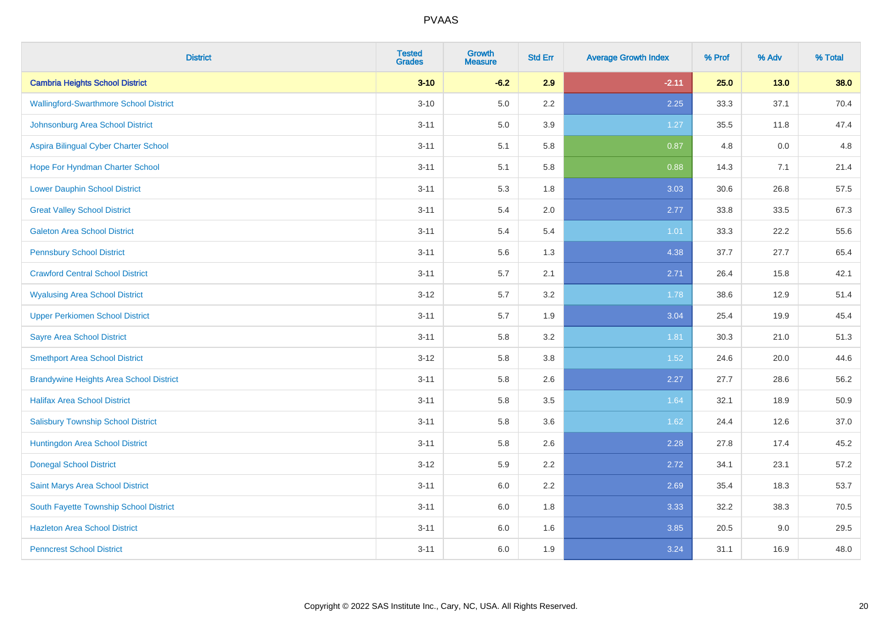| District | Tested Grades | Growth Measure | Std Err | Average Growth Index | % Prof | % Adv | % Total |
|---|---|---|---|---|---|---|---|
| **Cambria Heights School District** | **3-10** | **-6.2** | **2.9** | **-2.11** | **25.0** | **13.0** | **38.0** |
| Wallingford-Swarthmore School District | 3-10 | 5.0 | 2.2 | 2.25 | 33.3 | 37.1 | 70.4 |
| Johnsonburg Area School District | 3-11 | 5.0 | 3.9 | 1.27 | 35.5 | 11.8 | 47.4 |
| Aspira Bilingual Cyber Charter School | 3-11 | 5.1 | 5.8 | 0.87 | 4.8 | 0.0 | 4.8 |
| Hope For Hyndman Charter School | 3-11 | 5.1 | 5.8 | 0.88 | 14.3 | 7.1 | 21.4 |
| Lower Dauphin School District | 3-11 | 5.3 | 1.8 | 3.03 | 30.6 | 26.8 | 57.5 |
| Great Valley School District | 3-11 | 5.4 | 2.0 | 2.77 | 33.8 | 33.5 | 67.3 |
| Galeton Area School District | 3-11 | 5.4 | 5.4 | 1.01 | 33.3 | 22.2 | 55.6 |
| Pennsbury School District | 3-11 | 5.6 | 1.3 | 4.38 | 37.7 | 27.7 | 65.4 |
| Crawford Central School District | 3-11 | 5.7 | 2.1 | 2.71 | 26.4 | 15.8 | 42.1 |
| Wyalusing Area School District | 3-12 | 5.7 | 3.2 | 1.78 | 38.6 | 12.9 | 51.4 |
| Upper Perkiomen School District | 3-11 | 5.7 | 1.9 | 3.04 | 25.4 | 19.9 | 45.4 |
| Sayre Area School District | 3-11 | 5.8 | 3.2 | 1.81 | 30.3 | 21.0 | 51.3 |
| Smethport Area School District | 3-12 | 5.8 | 3.8 | 1.52 | 24.6 | 20.0 | 44.6 |
| Brandywine Heights Area School District | 3-11 | 5.8 | 2.6 | 2.27 | 27.7 | 28.6 | 56.2 |
| Halifax Area School District | 3-11 | 5.8 | 3.5 | 1.64 | 32.1 | 18.9 | 50.9 |
| Salisbury Township School District | 3-11 | 5.8 | 3.6 | 1.62 | 24.4 | 12.6 | 37.0 |
| Huntingdon Area School District | 3-11 | 5.8 | 2.6 | 2.28 | 27.8 | 17.4 | 45.2 |
| Donegal School District | 3-12 | 5.9 | 2.2 | 2.72 | 34.1 | 23.1 | 57.2 |
| Saint Marys Area School District | 3-11 | 6.0 | 2.2 | 2.69 | 35.4 | 18.3 | 53.7 |
| South Fayette Township School District | 3-11 | 6.0 | 1.8 | 3.33 | 32.2 | 38.3 | 70.5 |
| Hazleton Area School District | 3-11 | 6.0 | 1.6 | 3.85 | 20.5 | 9.0 | 29.5 |
| Penncrest School District | 3-11 | 6.0 | 1.9 | 3.24 | 31.1 | 16.9 | 48.0 |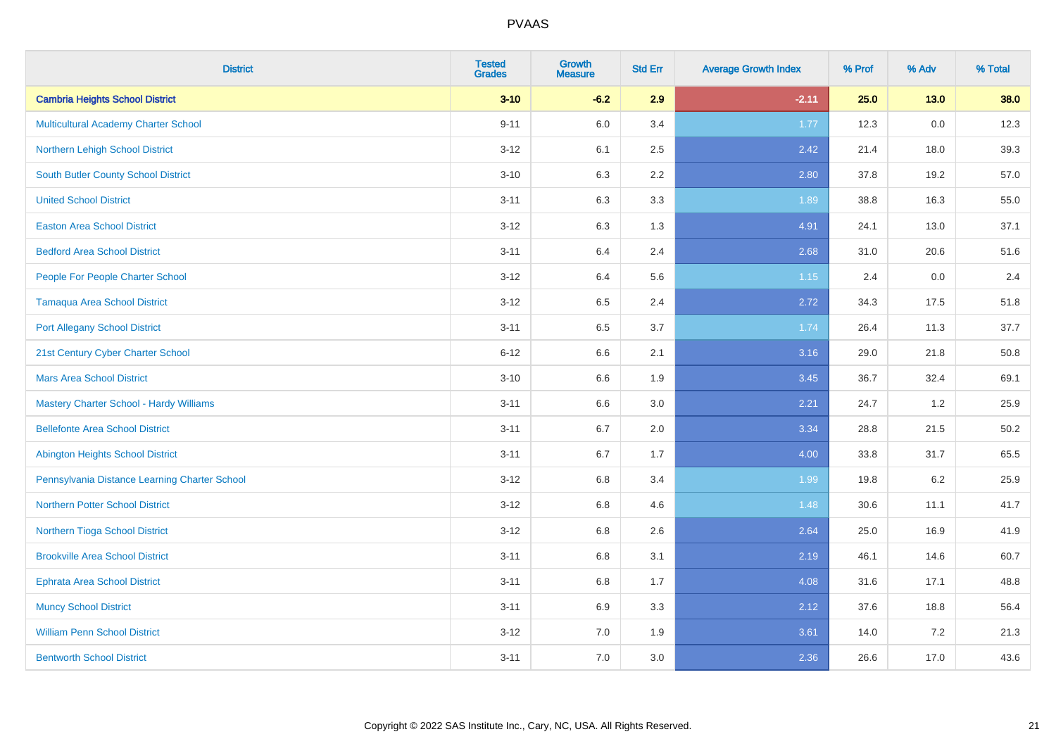# PVAAS

| District | Tested Grades | Growth Measure | Std Err | Average Growth Index | % Prof | % Adv | % Total |
|---|---|---|---|---|---|---|---|
| **Cambria Heights School District** | **3-10** | **-6.2** | **2.9** | **-2.11** | **25.0** | **13.0** | **38.0** |
| Multicultural Academy Charter School | 9-11 | 6.0 | 3.4 | 1.77 | 12.3 | 0.0 | 12.3 |
| Northern Lehigh School District | 3-12 | 6.1 | 2.5 | 2.42 | 21.4 | 18.0 | 39.3 |
| South Butler County School District | 3-10 | 6.3 | 2.2 | 2.80 | 37.8 | 19.2 | 57.0 |
| United School District | 3-11 | 6.3 | 3.3 | 1.89 | 38.8 | 16.3 | 55.0 |
| Easton Area School District | 3-12 | 6.3 | 1.3 | 4.91 | 24.1 | 13.0 | 37.1 |
| Bedford Area School District | 3-11 | 6.4 | 2.4 | 2.68 | 31.0 | 20.6 | 51.6 |
| People For People Charter School | 3-12 | 6.4 | 5.6 | 1.15 | 2.4 | 0.0 | 2.4 |
| Tamaqua Area School District | 3-12 | 6.5 | 2.4 | 2.72 | 34.3 | 17.5 | 51.8 |
| Port Allegany School District | 3-11 | 6.5 | 3.7 | 1.74 | 26.4 | 11.3 | 37.7 |
| 21st Century Cyber Charter School | 6-12 | 6.6 | 2.1 | 3.16 | 29.0 | 21.8 | 50.8 |
| Mars Area School District | 3-10 | 6.6 | 1.9 | 3.45 | 36.7 | 32.4 | 69.1 |
| Mastery Charter School - Hardy Williams | 3-11 | 6.6 | 3.0 | 2.21 | 24.7 | 1.2 | 25.9 |
| Bellefonte Area School District | 3-11 | 6.7 | 2.0 | 3.34 | 28.8 | 21.5 | 50.2 |
| Abington Heights School District | 3-11 | 6.7 | 1.7 | 4.00 | 33.8 | 31.7 | 65.5 |
| Pennsylvania Distance Learning Charter School | 3-12 | 6.8 | 3.4 | 1.99 | 19.8 | 6.2 | 25.9 |
| Northern Potter School District | 3-12 | 6.8 | 4.6 | 1.48 | 30.6 | 11.1 | 41.7 |
| Northern Tioga School District | 3-12 | 6.8 | 2.6 | 2.64 | 25.0 | 16.9 | 41.9 |
| Brookville Area School District | 3-11 | 6.8 | 3.1 | 2.19 | 46.1 | 14.6 | 60.7 |
| Ephrata Area School District | 3-11 | 6.8 | 1.7 | 4.08 | 31.6 | 17.1 | 48.8 |
| Muncy School District | 3-11 | 6.9 | 3.3 | 2.12 | 37.6 | 18.8 | 56.4 |
| William Penn School District | 3-12 | 7.0 | 1.9 | 3.61 | 14.0 | 7.2 | 21.3 |
| Bentworth School District | 3-11 | 7.0 | 3.0 | 2.36 | 26.6 | 17.0 | 43.6 |

Copyright © 2022 SAS Institute Inc., Cary, NC, USA. All Rights Reserved.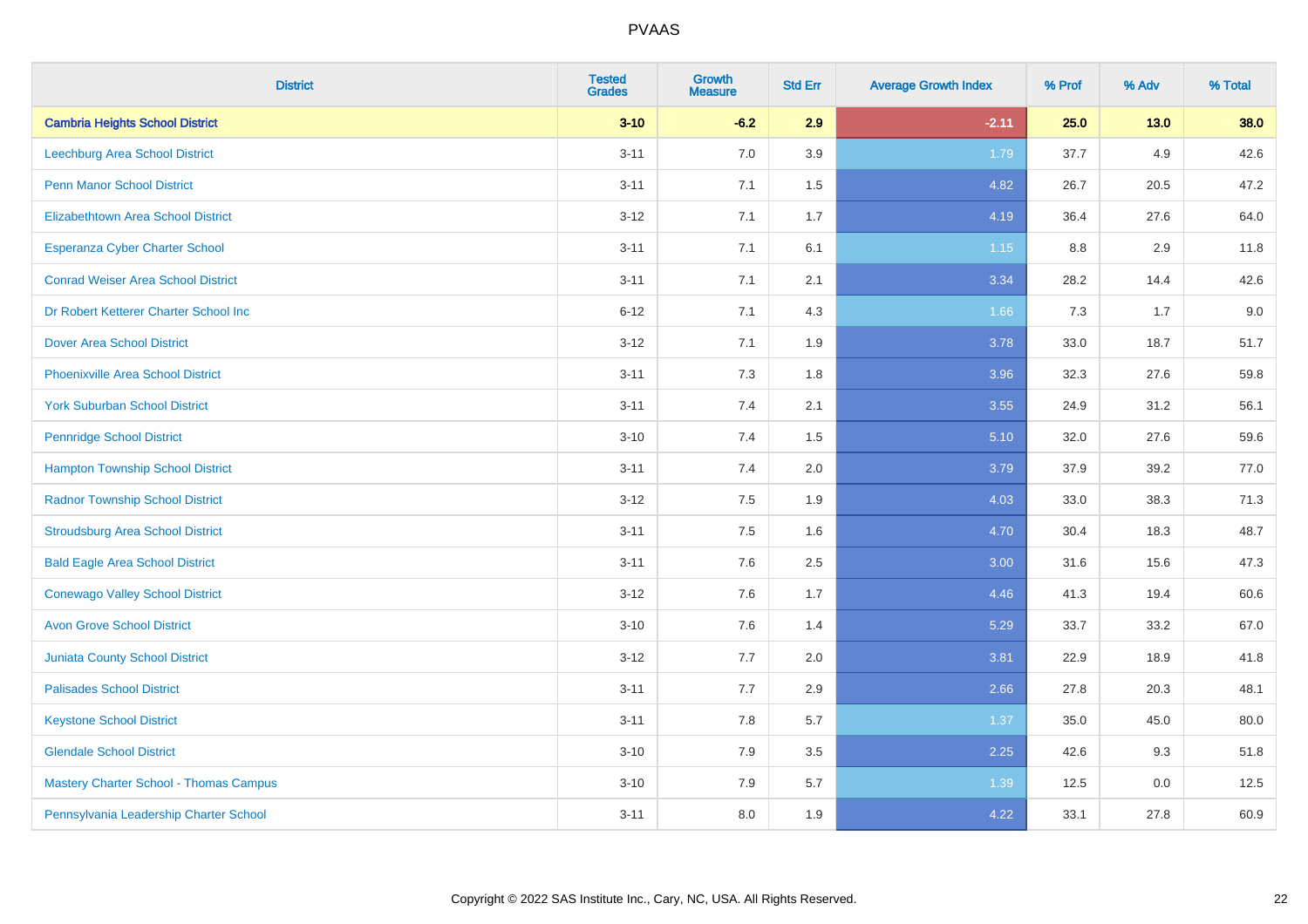# PVAAS

| District | Tested Grades | Growth Measure | Std Err | Average Growth Index | % Prof | % Adv | % Total |
|---|---|---|---|---|---|---|---|
| **Cambria Heights School District** | **3-10** | **-6.2** | **2.9** | **-2.11** | **25.0** | **13.0** | **38.0** |
| Leechburg Area School District | 3-11 | 7.0 | 3.9 | 1.79 | 37.7 | 4.9 | 42.6 |
| Penn Manor School District | 3-11 | 7.1 | 1.5 | 4.82 | 26.7 | 20.5 | 47.2 |
| Elizabethtown Area School District | 3-12 | 7.1 | 1.7 | 4.19 | 36.4 | 27.6 | 64.0 |
| Esperanza Cyber Charter School | 3-11 | 7.1 | 6.1 | 1.15 | 8.8 | 2.9 | 11.8 |
| Conrad Weiser Area School District | 3-11 | 7.1 | 2.1 | 3.34 | 28.2 | 14.4 | 42.6 |
| Dr Robert Ketterer Charter School Inc | 6-12 | 7.1 | 4.3 | 1.66 | 7.3 | 1.7 | 9.0 |
| Dover Area School District | 3-12 | 7.1 | 1.9 | 3.78 | 33.0 | 18.7 | 51.7 |
| Phoenixville Area School District | 3-11 | 7.3 | 1.8 | 3.96 | 32.3 | 27.6 | 59.8 |
| York Suburban School District | 3-11 | 7.4 | 2.1 | 3.55 | 24.9 | 31.2 | 56.1 |
| Pennridge School District | 3-10 | 7.4 | 1.5 | 5.10 | 32.0 | 27.6 | 59.6 |
| Hampton Township School District | 3-11 | 7.4 | 2.0 | 3.79 | 37.9 | 39.2 | 77.0 |
| Radnor Township School District | 3-12 | 7.5 | 1.9 | 4.03 | 33.0 | 38.3 | 71.3 |
| Stroudsburg Area School District | 3-11 | 7.5 | 1.6 | 4.70 | 30.4 | 18.3 | 48.7 |
| Bald Eagle Area School District | 3-11 | 7.6 | 2.5 | 3.00 | 31.6 | 15.6 | 47.3 |
| Conewago Valley School District | 3-12 | 7.6 | 1.7 | 4.46 | 41.3 | 19.4 | 60.6 |
| Avon Grove School District | 3-10 | 7.6 | 1.4 | 5.29 | 33.7 | 33.2 | 67.0 |
| Juniata County School District | 3-12 | 7.7 | 2.0 | 3.81 | 22.9 | 18.9 | 41.8 |
| Palisades School District | 3-11 | 7.7 | 2.9 | 2.66 | 27.8 | 20.3 | 48.1 |
| Keystone School District | 3-11 | 7.8 | 5.7 | 1.37 | 35.0 | 45.0 | 80.0 |
| Glendale School District | 3-10 | 7.9 | 3.5 | 2.25 | 42.6 | 9.3 | 51.8 |
| Mastery Charter School - Thomas Campus | 3-10 | 7.9 | 5.7 | 1.39 | 12.5 | 0.0 | 12.5 |
| Pennsylvania Leadership Charter School | 3-11 | 8.0 | 1.9 | 4.22 | 33.1 | 27.8 | 60.9 |

Copyright © 2022 SAS Institute Inc., Cary, NC, USA. All Rights Reserved.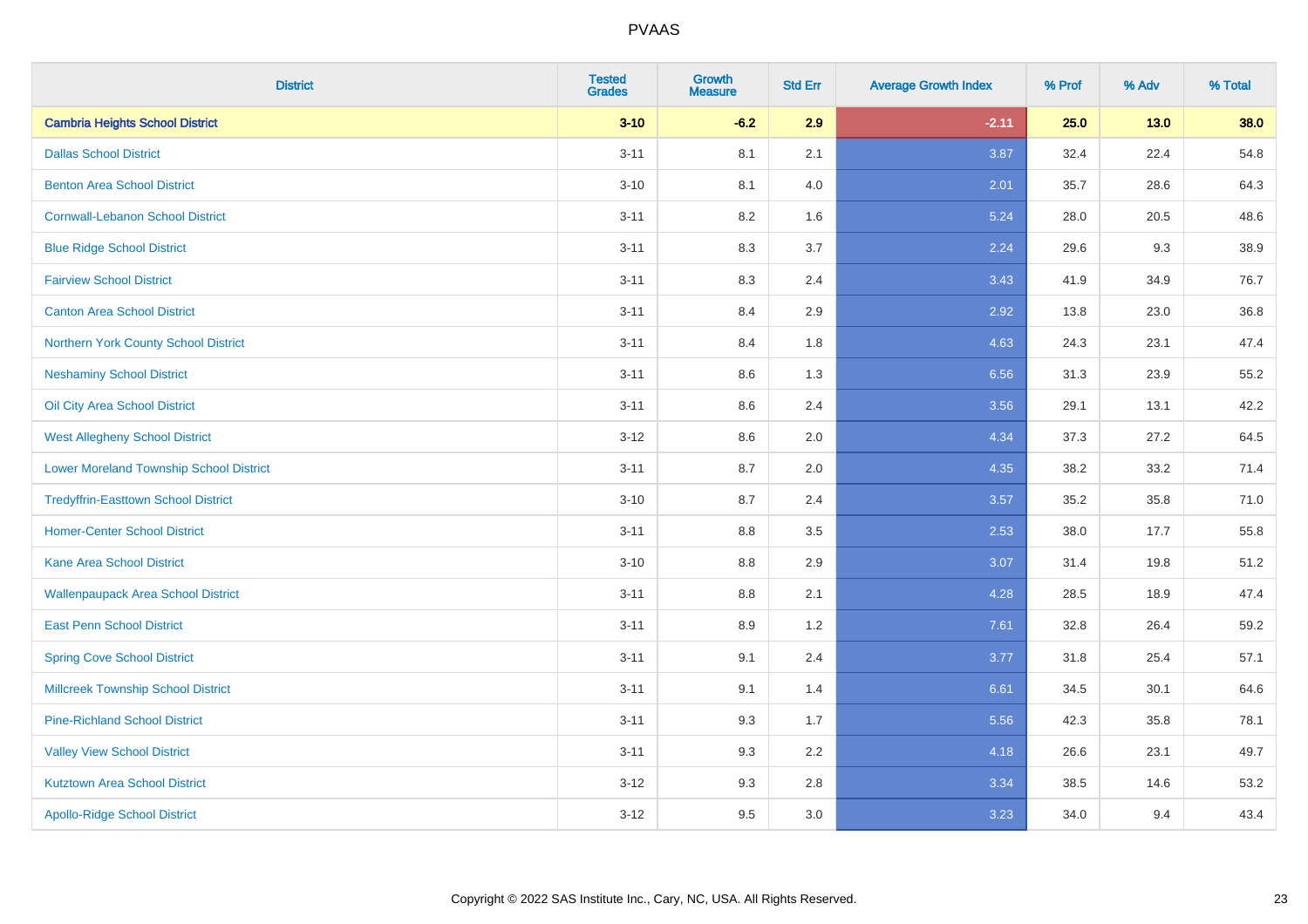# PVAAS

| District | Tested Grades | Growth Measure | Std Err | Average Growth Index | % Prof | % Adv | % Total |
|---|---|---|---|---|---|---|---|
| **Cambria Heights School District** | **3-10** | **-6.2** | **2.9** | **-2.11** | **25.0** | **13.0** | **38.0** |
| Dallas School District | 3-11 | 8.1 | 2.1 | 3.87 | 32.4 | 22.4 | 54.8 |
| Benton Area School District | 3-10 | 8.1 | 4.0 | 2.01 | 35.7 | 28.6 | 64.3 |
| Cornwall-Lebanon School District | 3-11 | 8.2 | 1.6 | 5.24 | 28.0 | 20.5 | 48.6 |
| Blue Ridge School District | 3-11 | 8.3 | 3.7 | 2.24 | 29.6 | 9.3 | 38.9 |
| Fairview School District | 3-11 | 8.3 | 2.4 | 3.43 | 41.9 | 34.9 | 76.7 |
| Canton Area School District | 3-11 | 8.4 | 2.9 | 2.92 | 13.8 | 23.0 | 36.8 |
| Northern York County School District | 3-11 | 8.4 | 1.8 | 4.63 | 24.3 | 23.1 | 47.4 |
| Neshaminy School District | 3-11 | 8.6 | 1.3 | 6.56 | 31.3 | 23.9 | 55.2 |
| Oil City Area School District | 3-11 | 8.6 | 2.4 | 3.56 | 29.1 | 13.1 | 42.2 |
| West Allegheny School District | 3-12 | 8.6 | 2.0 | 4.34 | 37.3 | 27.2 | 64.5 |
| Lower Moreland Township School District | 3-11 | 8.7 | 2.0 | 4.35 | 38.2 | 33.2 | 71.4 |
| Tredyffrin-Easttown School District | 3-10 | 8.7 | 2.4 | 3.57 | 35.2 | 35.8 | 71.0 |
| Homer-Center School District | 3-11 | 8.8 | 3.5 | 2.53 | 38.0 | 17.7 | 55.8 |
| Kane Area School District | 3-10 | 8.8 | 2.9 | 3.07 | 31.4 | 19.8 | 51.2 |
| Wallenpaupack Area School District | 3-11 | 8.8 | 2.1 | 4.28 | 28.5 | 18.9 | 47.4 |
| East Penn School District | 3-11 | 8.9 | 1.2 | 7.61 | 32.8 | 26.4 | 59.2 |
| Spring Cove School District | 3-11 | 9.1 | 2.4 | 3.77 | 31.8 | 25.4 | 57.1 |
| Millcreek Township School District | 3-11 | 9.1 | 1.4 | 6.61 | 34.5 | 30.1 | 64.6 |
| Pine-Richland School District | 3-11 | 9.3 | 1.7 | 5.56 | 42.3 | 35.8 | 78.1 |
| Valley View School District | 3-11 | 9.3 | 2.2 | 4.18 | 26.6 | 23.1 | 49.7 |
| Kutztown Area School District | 3-12 | 9.3 | 2.8 | 3.34 | 38.5 | 14.6 | 53.2 |
| Apollo-Ridge School District | 3-12 | 9.5 | 3.0 | 3.23 | 34.0 | 9.4 | 43.4 |

Copyright © 2022 SAS Institute Inc., Cary, NC, USA. All Rights Reserved.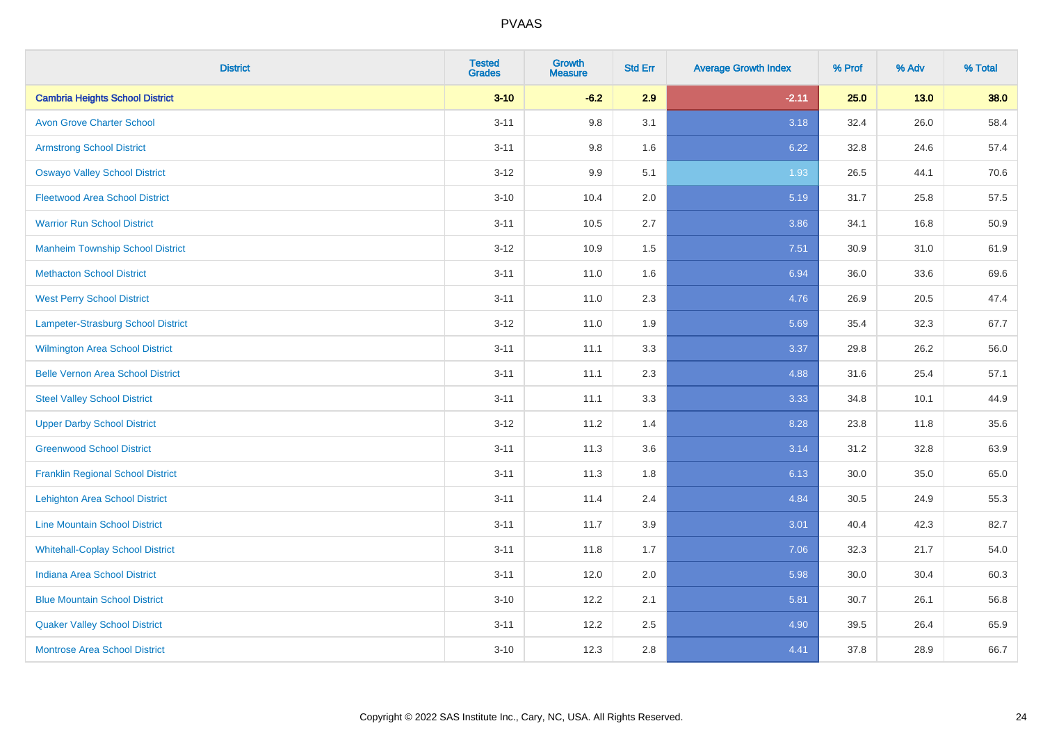# PVAAS

| District | Tested Grades | Growth Measure | Std Err | Average Growth Index | % Prof | % Adv | % Total |
|---|---|---|---|---|---|---|---|
| **Cambria Heights School District** | **3-10** | **-6.2** | **2.9** | **-2.11** | **25.0** | **13.0** | **38.0** |
| Avon Grove Charter School | 3-11 | 9.8 | 3.1 | 3.18 | 32.4 | 26.0 | 58.4 |
| Armstrong School District | 3-11 | 9.8 | 1.6 | 6.22 | 32.8 | 24.6 | 57.4 |
| Oswayo Valley School District | 3-12 | 9.9 | 5.1 | 1.93 | 26.5 | 44.1 | 70.6 |
| Fleetwood Area School District | 3-10 | 10.4 | 2.0 | 5.19 | 31.7 | 25.8 | 57.5 |
| Warrior Run School District | 3-11 | 10.5 | 2.7 | 3.86 | 34.1 | 16.8 | 50.9 |
| Manheim Township School District | 3-12 | 10.9 | 1.5 | 7.51 | 30.9 | 31.0 | 61.9 |
| Methacton School District | 3-11 | 11.0 | 1.6 | 6.94 | 36.0 | 33.6 | 69.6 |
| West Perry School District | 3-11 | 11.0 | 2.3 | 4.76 | 26.9 | 20.5 | 47.4 |
| Lampeter-Strasburg School District | 3-12 | 11.0 | 1.9 | 5.69 | 35.4 | 32.3 | 67.7 |
| Wilmington Area School District | 3-11 | 11.1 | 3.3 | 3.37 | 29.8 | 26.2 | 56.0 |
| Belle Vernon Area School District | 3-11 | 11.1 | 2.3 | 4.88 | 31.6 | 25.4 | 57.1 |
| Steel Valley School District | 3-11 | 11.1 | 3.3 | 3.33 | 34.8 | 10.1 | 44.9 |
| Upper Darby School District | 3-12 | 11.2 | 1.4 | 8.28 | 23.8 | 11.8 | 35.6 |
| Greenwood School District | 3-11 | 11.3 | 3.6 | 3.14 | 31.2 | 32.8 | 63.9 |
| Franklin Regional School District | 3-11 | 11.3 | 1.8 | 6.13 | 30.0 | 35.0 | 65.0 |
| Lehighton Area School District | 3-11 | 11.4 | 2.4 | 4.84 | 30.5 | 24.9 | 55.3 |
| Line Mountain School District | 3-11 | 11.7 | 3.9 | 3.01 | 40.4 | 42.3 | 82.7 |
| Whitehall-Coplay School District | 3-11 | 11.8 | 1.7 | 7.06 | 32.3 | 21.7 | 54.0 |
| Indiana Area School District | 3-11 | 12.0 | 2.0 | 5.98 | 30.0 | 30.4 | 60.3 |
| Blue Mountain School District | 3-10 | 12.2 | 2.1 | 5.81 | 30.7 | 26.1 | 56.8 |
| Quaker Valley School District | 3-11 | 12.2 | 2.5 | 4.90 | 39.5 | 26.4 | 65.9 |
| Montrose Area School District | 3-10 | 12.3 | 2.8 | 4.41 | 37.8 | 28.9 | 66.7 |

Copyright © 2022 SAS Institute Inc., Cary, NC, USA. All Rights Reserved.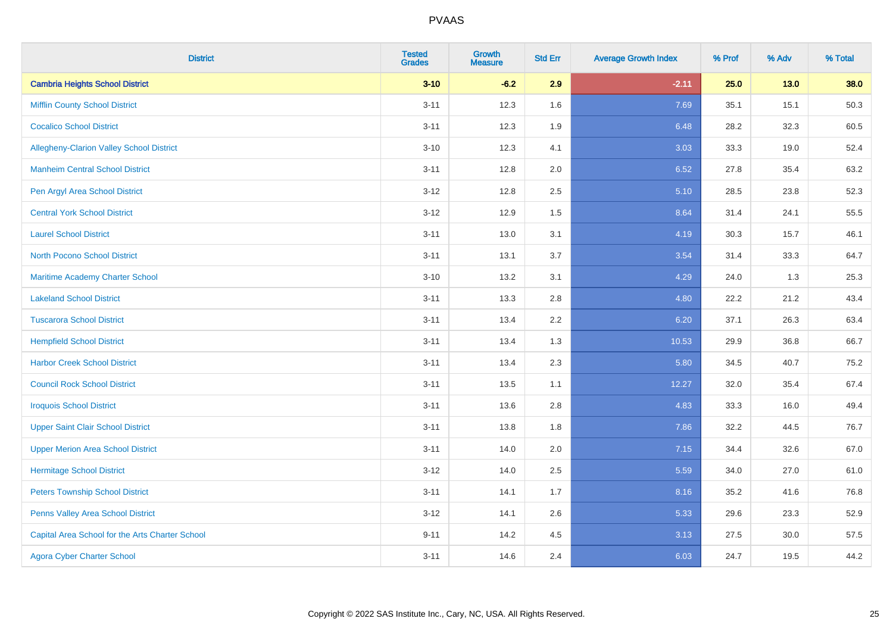# PVAAS

| District | Tested Grades | Growth Measure | Std Err | Average Growth Index | % Prof | % Adv | % Total |
|---|---|---|---|---|---|---|---|
| **Cambria Heights School District** | **3-10** | **-6.2** | **2.9** | **-2.11** | **25.0** | **13.0** | **38.0** |
| Mifflin County School District | 3-11 | 12.3 | 1.6 | 7.69 | 35.1 | 15.1 | 50.3 |
| Cocalico School District | 3-11 | 12.3 | 1.9 | 6.48 | 28.2 | 32.3 | 60.5 |
| Allegheny-Clarion Valley School District | 3-10 | 12.3 | 4.1 | 3.03 | 33.3 | 19.0 | 52.4 |
| Manheim Central School District | 3-11 | 12.8 | 2.0 | 6.52 | 27.8 | 35.4 | 63.2 |
| Pen Argyl Area School District | 3-12 | 12.8 | 2.5 | 5.10 | 28.5 | 23.8 | 52.3 |
| Central York School District | 3-12 | 12.9 | 1.5 | 8.64 | 31.4 | 24.1 | 55.5 |
| Laurel School District | 3-11 | 13.0 | 3.1 | 4.19 | 30.3 | 15.7 | 46.1 |
| North Pocono School District | 3-11 | 13.1 | 3.7 | 3.54 | 31.4 | 33.3 | 64.7 |
| Maritime Academy Charter School | 3-10 | 13.2 | 3.1 | 4.29 | 24.0 | 1.3 | 25.3 |
| Lakeland School District | 3-11 | 13.3 | 2.8 | 4.80 | 22.2 | 21.2 | 43.4 |
| Tuscarora School District | 3-11 | 13.4 | 2.2 | 6.20 | 37.1 | 26.3 | 63.4 |
| Hempfield School District | 3-11 | 13.4 | 1.3 | 10.53 | 29.9 | 36.8 | 66.7 |
| Harbor Creek School District | 3-11 | 13.4 | 2.3 | 5.80 | 34.5 | 40.7 | 75.2 |
| Council Rock School District | 3-11 | 13.5 | 1.1 | 12.27 | 32.0 | 35.4 | 67.4 |
| Iroquois School District | 3-11 | 13.6 | 2.8 | 4.83 | 33.3 | 16.0 | 49.4 |
| Upper Saint Clair School District | 3-11 | 13.8 | 1.8 | 7.86 | 32.2 | 44.5 | 76.7 |
| Upper Merion Area School District | 3-11 | 14.0 | 2.0 | 7.15 | 34.4 | 32.6 | 67.0 |
| Hermitage School District | 3-12 | 14.0 | 2.5 | 5.59 | 34.0 | 27.0 | 61.0 |
| Peters Township School District | 3-11 | 14.1 | 1.7 | 8.16 | 35.2 | 41.6 | 76.8 |
| Penns Valley Area School District | 3-12 | 14.1 | 2.6 | 5.33 | 29.6 | 23.3 | 52.9 |
| Capital Area School for the Arts Charter School | 9-11 | 14.2 | 4.5 | 3.13 | 27.5 | 30.0 | 57.5 |
| Agora Cyber Charter School | 3-11 | 14.6 | 2.4 | 6.03 | 24.7 | 19.5 | 44.2 |

Copyright © 2022 SAS Institute Inc., Cary, NC, USA. All Rights Reserved.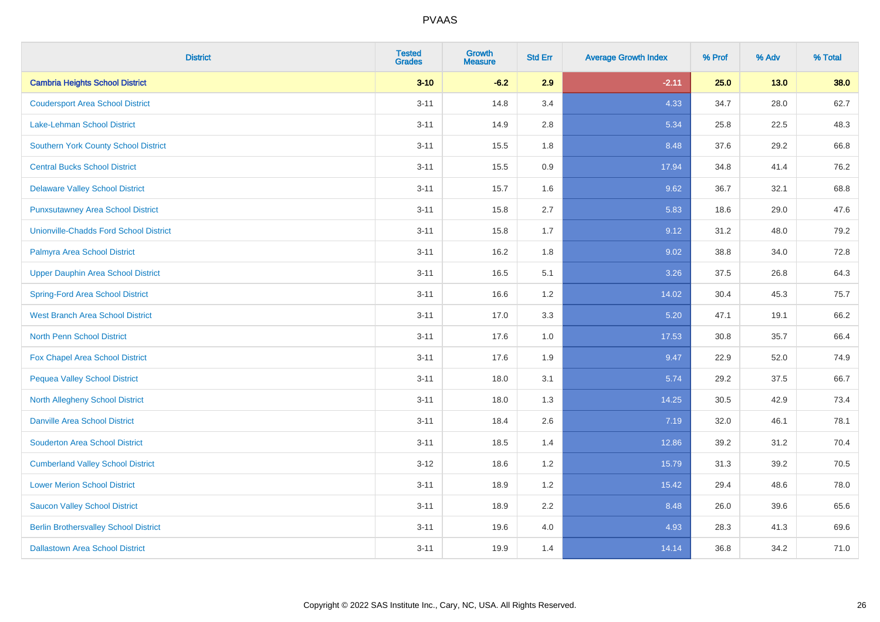| District | Tested Grades | Growth Measure | Std Err | Average Growth Index | % Prof | % Adv | % Total |
|---|---|---|---|---|---|---|---|
| **Cambria Heights School District** | **3-10** | **-6.2** | **2.9** | **-2.11** | **25.0** | **13.0** | **38.0** |
| Coudersport Area School District | 3-11 | 14.8 | 3.4 | 4.33 | 34.7 | 28.0 | 62.7 |
| Lake-Lehman School District | 3-11 | 14.9 | 2.8 | 5.34 | 25.8 | 22.5 | 48.3 |
| Southern York County School District | 3-11 | 15.5 | 1.8 | 8.48 | 37.6 | 29.2 | 66.8 |
| Central Bucks School District | 3-11 | 15.5 | 0.9 | 17.94 | 34.8 | 41.4 | 76.2 |
| Delaware Valley School District | 3-11 | 15.7 | 1.6 | 9.62 | 36.7 | 32.1 | 68.8 |
| Punxsutawney Area School District | 3-11 | 15.8 | 2.7 | 5.83 | 18.6 | 29.0 | 47.6 |
| Unionville-Chadds Ford School District | 3-11 | 15.8 | 1.7 | 9.12 | 31.2 | 48.0 | 79.2 |
| Palmyra Area School District | 3-11 | 16.2 | 1.8 | 9.02 | 38.8 | 34.0 | 72.8 |
| Upper Dauphin Area School District | 3-11 | 16.5 | 5.1 | 3.26 | 37.5 | 26.8 | 64.3 |
| Spring-Ford Area School District | 3-11 | 16.6 | 1.2 | 14.02 | 30.4 | 45.3 | 75.7 |
| West Branch Area School District | 3-11 | 17.0 | 3.3 | 5.20 | 47.1 | 19.1 | 66.2 |
| North Penn School District | 3-11 | 17.6 | 1.0 | 17.53 | 30.8 | 35.7 | 66.4 |
| Fox Chapel Area School District | 3-11 | 17.6 | 1.9 | 9.47 | 22.9 | 52.0 | 74.9 |
| Pequea Valley School District | 3-11 | 18.0 | 3.1 | 5.74 | 29.2 | 37.5 | 66.7 |
| North Allegheny School District | 3-11 | 18.0 | 1.3 | 14.25 | 30.5 | 42.9 | 73.4 |
| Danville Area School District | 3-11 | 18.4 | 2.6 | 7.19 | 32.0 | 46.1 | 78.1 |
| Souderton Area School District | 3-11 | 18.5 | 1.4 | 12.86 | 39.2 | 31.2 | 70.4 |
| Cumberland Valley School District | 3-12 | 18.6 | 1.2 | 15.79 | 31.3 | 39.2 | 70.5 |
| Lower Merion School District | 3-11 | 18.9 | 1.2 | 15.42 | 29.4 | 48.6 | 78.0 |
| Saucon Valley School District | 3-11 | 18.9 | 2.2 | 8.48 | 26.0 | 39.6 | 65.6 |
| Berlin Brothersvalley School District | 3-11 | 19.6 | 4.0 | 4.93 | 28.3 | 41.3 | 69.6 |
| Dallastown Area School District | 3-11 | 19.9 | 1.4 | 14.14 | 36.8 | 34.2 | 71.0 |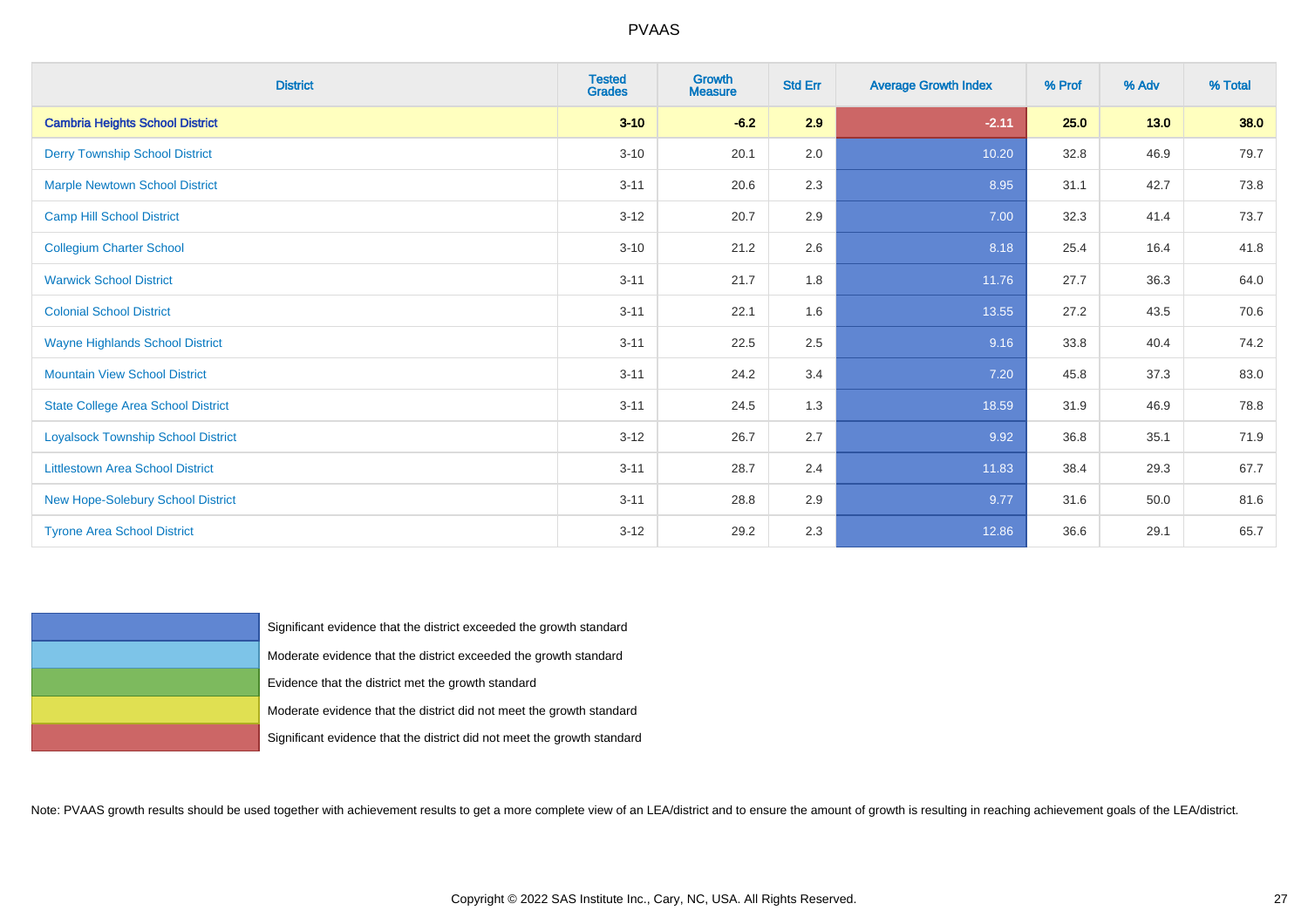PVAAS

| District | Tested Grades | Growth Measure | Std Err | Average Growth Index | % Prof | % Adv | % Total |
|---|---|---|---|---|---|---|---|
| **Cambria Heights School District** | **3-10** | **-6.2** | **2.9** | **-2.11** | **25.0** | **13.0** | **38.0** |
| Derry Township School District | 3-10 | 20.1 | 2.0 | 10.20 | 32.8 | 46.9 | 79.7 |
| Marple Newtown School District | 3-11 | 20.6 | 2.3 | 8.95 | 31.1 | 42.7 | 73.8 |
| Camp Hill School District | 3-12 | 20.7 | 2.9 | 7.00 | 32.3 | 41.4 | 73.7 |
| Collegium Charter School | 3-10 | 21.2 | 2.6 | 8.18 | 25.4 | 16.4 | 41.8 |
| Warwick School District | 3-11 | 21.7 | 1.8 | 11.76 | 27.7 | 36.3 | 64.0 |
| Colonial School District | 3-11 | 22.1 | 1.6 | 13.55 | 27.2 | 43.5 | 70.6 |
| Wayne Highlands School District | 3-11 | 22.5 | 2.5 | 9.16 | 33.8 | 40.4 | 74.2 |
| Mountain View School District | 3-11 | 24.2 | 3.4 | 7.20 | 45.8 | 37.3 | 83.0 |
| State College Area School District | 3-11 | 24.5 | 1.3 | 18.59 | 31.9 | 46.9 | 78.8 |
| Loyalsock Township School District | 3-12 | 26.7 | 2.7 | 9.92 | 36.8 | 35.1 | 71.9 |
| Littlestown Area School District | 3-11 | 28.7 | 2.4 | 11.83 | 38.4 | 29.3 | 67.7 |
| New Hope-Solebury School District | 3-11 | 28.8 | 2.9 | 9.77 | 31.6 | 50.0 | 81.6 |
| Tyrone Area School District | 3-12 | 29.2 | 2.3 | 12.86 | 36.6 | 29.1 | 65.7 |

Significant evidence that the district exceeded the growth standard

Moderate evidence that the district exceeded the growth standard

Evidence that the district met the growth standard

Moderate evidence that the district did not meet the growth standard

Significant evidence that the district did not meet the growth standard

Note: PVAAS growth results should be used together with achievement results to get a more complete view of an LEA/district and to ensure the amount of growth is resulting in reaching achievement goals of the LEA/district.

Copyright © 2022 SAS Institute Inc., Cary, NC, USA. All Rights Reserved.